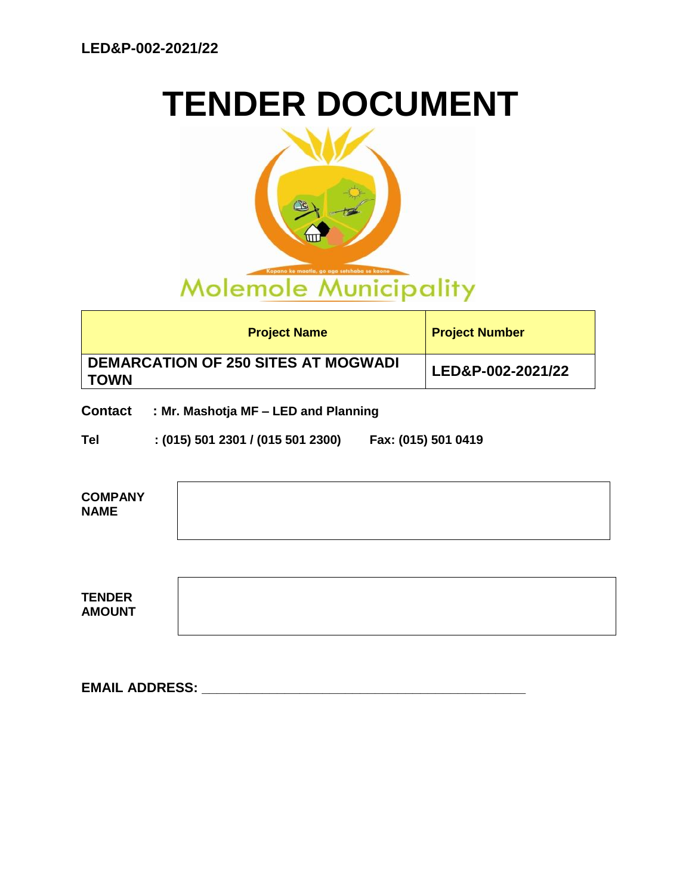LED&P-002-2021/22

# TENDER DOCUMENT

Kopano ke maatla, go aga setshaba se kaone

Molemole Municipality

| Project Name | Project Number |
|---|---|
| DEMARCATION OF 250 SITES AT MOGWADI TOWN | LED&P-002-2021/22 |

**Contact** : Mr. Mashotja MF – LED and Planning

**Tel** : (015) 501 2301 / (015 501 2300) **Fax:** (015) 501 0419

| COMPANY NAME | |
|---|---|

| TENDER AMOUNT | |
|---|---|

**EMAIL ADDRESS:** ___________________________________________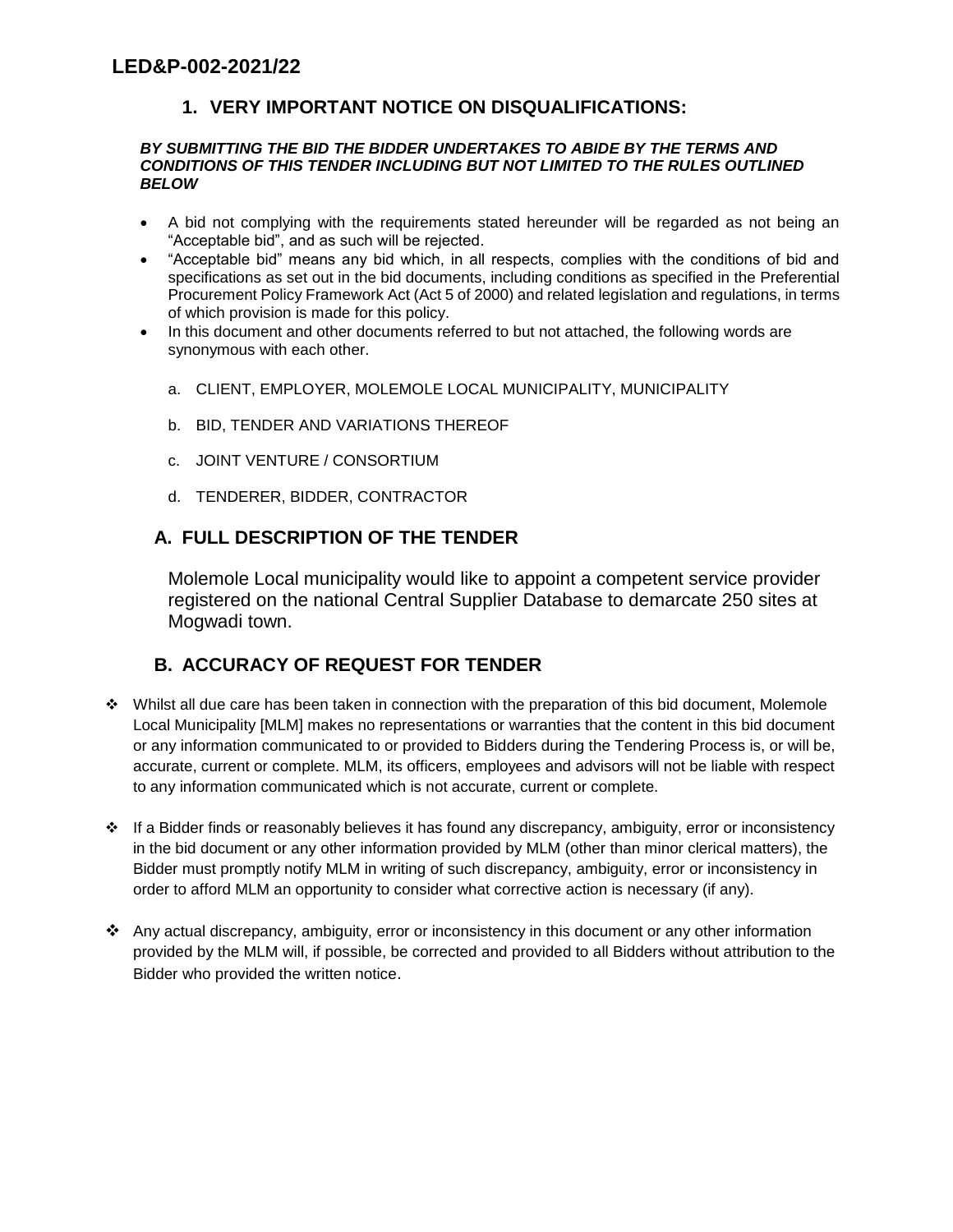# LED&P-002-2021/22

## 1. VERY IMPORTANT NOTICE ON DISQUALIFICATIONS:

***BY SUBMITTING THE BID THE BIDDER UNDERTAKES TO ABIDE BY THE TERMS AND CONDITIONS OF THIS TENDER INCLUDING BUT NOT LIMITED TO THE RULES OUTLINED BELOW***

- A bid not complying with the requirements stated hereunder will be regarded as not being an "Acceptable bid", and as such will be rejected.
- "Acceptable bid" means any bid which, in all respects, complies with the conditions of bid and specifications as set out in the bid documents, including conditions as specified in the Preferential Procurement Policy Framework Act (Act 5 of 2000) and related legislation and regulations, in terms of which provision is made for this policy.
- In this document and other documents referred to but not attached, the following words are synonymous with each other.

    a. CLIENT, EMPLOYER, MOLEMOLE LOCAL MUNICIPALITY, MUNICIPALITY

    b. BID, TENDER AND VARIATIONS THEREOF

    c. JOINT VENTURE / CONSORTIUM

    d. TENDERER, BIDDER, CONTRACTOR

## A. FULL DESCRIPTION OF THE TENDER

Molemole Local municipality would like to appoint a competent service provider registered on the national Central Supplier Database to demarcate 250 sites at Mogwadi town.

## B. ACCURACY OF REQUEST FOR TENDER

- Whilst all due care has been taken in connection with the preparation of this bid document, Molemole Local Municipality [MLM] makes no representations or warranties that the content in this bid document or any information communicated to or provided to Bidders during the Tendering Process is, or will be, accurate, current or complete. MLM, its officers, employees and advisors will not be liable with respect to any information communicated which is not accurate, current or complete.

- If a Bidder finds or reasonably believes it has found any discrepancy, ambiguity, error or inconsistency in the bid document or any other information provided by MLM (other than minor clerical matters), the Bidder must promptly notify MLM in writing of such discrepancy, ambiguity, error or inconsistency in order to afford MLM an opportunity to consider what corrective action is necessary (if any).

- Any actual discrepancy, ambiguity, error or inconsistency in this document or any other information provided by the MLM will, if possible, be corrected and provided to all Bidders without attribution to the Bidder who provided the written notice.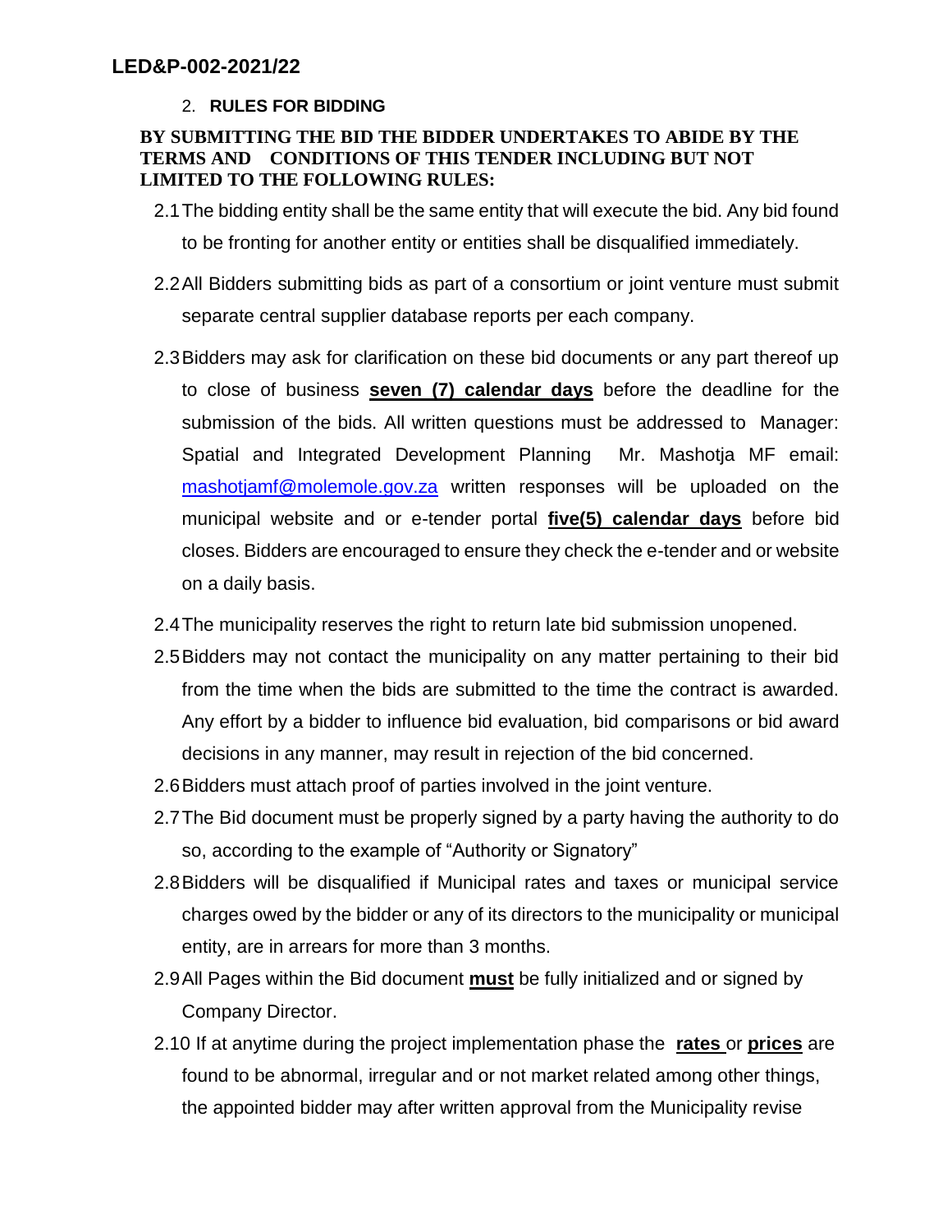2. **RULES FOR BIDDING**

**BY SUBMITTING THE BID THE BIDDER UNDERTAKES TO ABIDE BY THE TERMS AND CONDITIONS OF THIS TENDER INCLUDING BUT NOT LIMITED TO THE FOLLOWING RULES:**

2.1 The bidding entity shall be the same entity that will execute the bid. Any bid found to be fronting for another entity or entities shall be disqualified immediately.

2.2 All Bidders submitting bids as part of a consortium or joint venture must submit separate central supplier database reports per each company.

2.3 Bidders may ask for clarification on these bid documents or any part thereof up to close of business **seven (7) calendar days** before the deadline for the submission of the bids. All written questions must be addressed to Manager: Spatial and Integrated Development Planning Mr. Mashotja MF email: mashotjamf@molemole.gov.za written responses will be uploaded on the municipal website and or e-tender portal **five(5) calendar days** before bid closes. Bidders are encouraged to ensure they check the e-tender and or website on a daily basis.

2.4 The municipality reserves the right to return late bid submission unopened.

2.5 Bidders may not contact the municipality on any matter pertaining to their bid from the time when the bids are submitted to the time the contract is awarded. Any effort by a bidder to influence bid evaluation, bid comparisons or bid award decisions in any manner, may result in rejection of the bid concerned.

2.6 Bidders must attach proof of parties involved in the joint venture.

2.7 The Bid document must be properly signed by a party having the authority to do so, according to the example of "Authority or Signatory"

2.8 Bidders will be disqualified if Municipal rates and taxes or municipal service charges owed by the bidder or any of its directors to the municipality or municipal entity, are in arrears for more than 3 months.

2.9 All Pages within the Bid document **must** be fully initialized and or signed by Company Director.

2.10 If at anytime during the project implementation phase the **rates** or **prices** are found to be abnormal, irregular and or not market related among other things, the appointed bidder may after written approval from the Municipality revise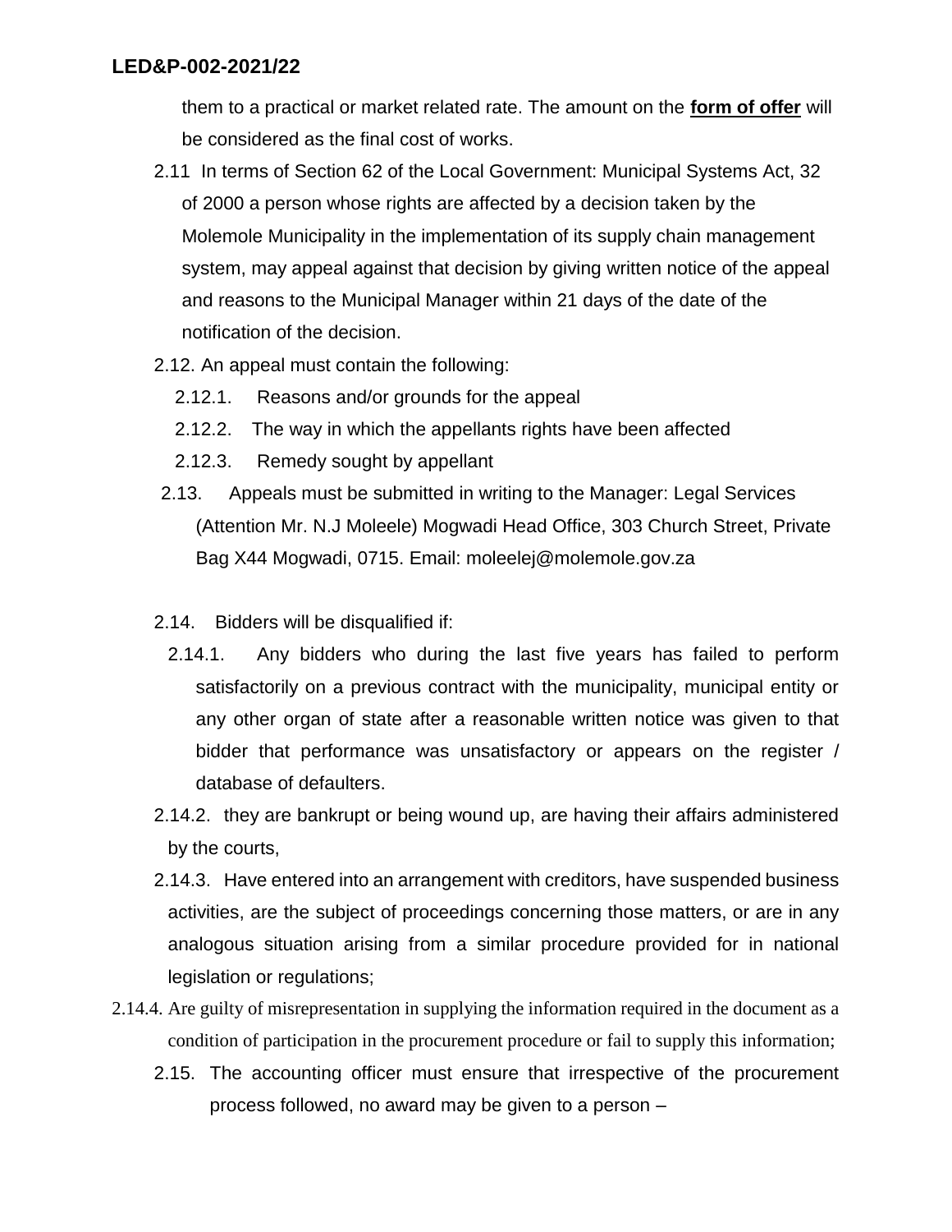them to a practical or market related rate. The amount on the **form of offer** will be considered as the final cost of works.

2.11 In terms of Section 62 of the Local Government: Municipal Systems Act, 32 of 2000 a person whose rights are affected by a decision taken by the Molemole Municipality in the implementation of its supply chain management system, may appeal against that decision by giving written notice of the appeal and reasons to the Municipal Manager within 21 days of the date of the notification of the decision.

2.12. An appeal must contain the following:

2.12.1. Reasons and/or grounds for the appeal

2.12.2. The way in which the appellants rights have been affected

2.12.3. Remedy sought by appellant

2.13. Appeals must be submitted in writing to the Manager: Legal Services (Attention Mr. N.J Moleele) Mogwadi Head Office, 303 Church Street, Private Bag X44 Mogwadi, 0715. Email: moleelej@molemole.gov.za

2.14. Bidders will be disqualified if:

2.14.1. Any bidders who during the last five years has failed to perform satisfactorily on a previous contract with the municipality, municipal entity or any other organ of state after a reasonable written notice was given to that bidder that performance was unsatisfactory or appears on the register / database of defaulters.

2.14.2. they are bankrupt or being wound up, are having their affairs administered by the courts,

2.14.3. Have entered into an arrangement with creditors, have suspended business activities, are the subject of proceedings concerning those matters, or are in any analogous situation arising from a similar procedure provided for in national legislation or regulations;

2.14.4. Are guilty of misrepresentation in supplying the information required in the document as a condition of participation in the procurement procedure or fail to supply this information;

2.15. The accounting officer must ensure that irrespective of the procurement process followed, no award may be given to a person –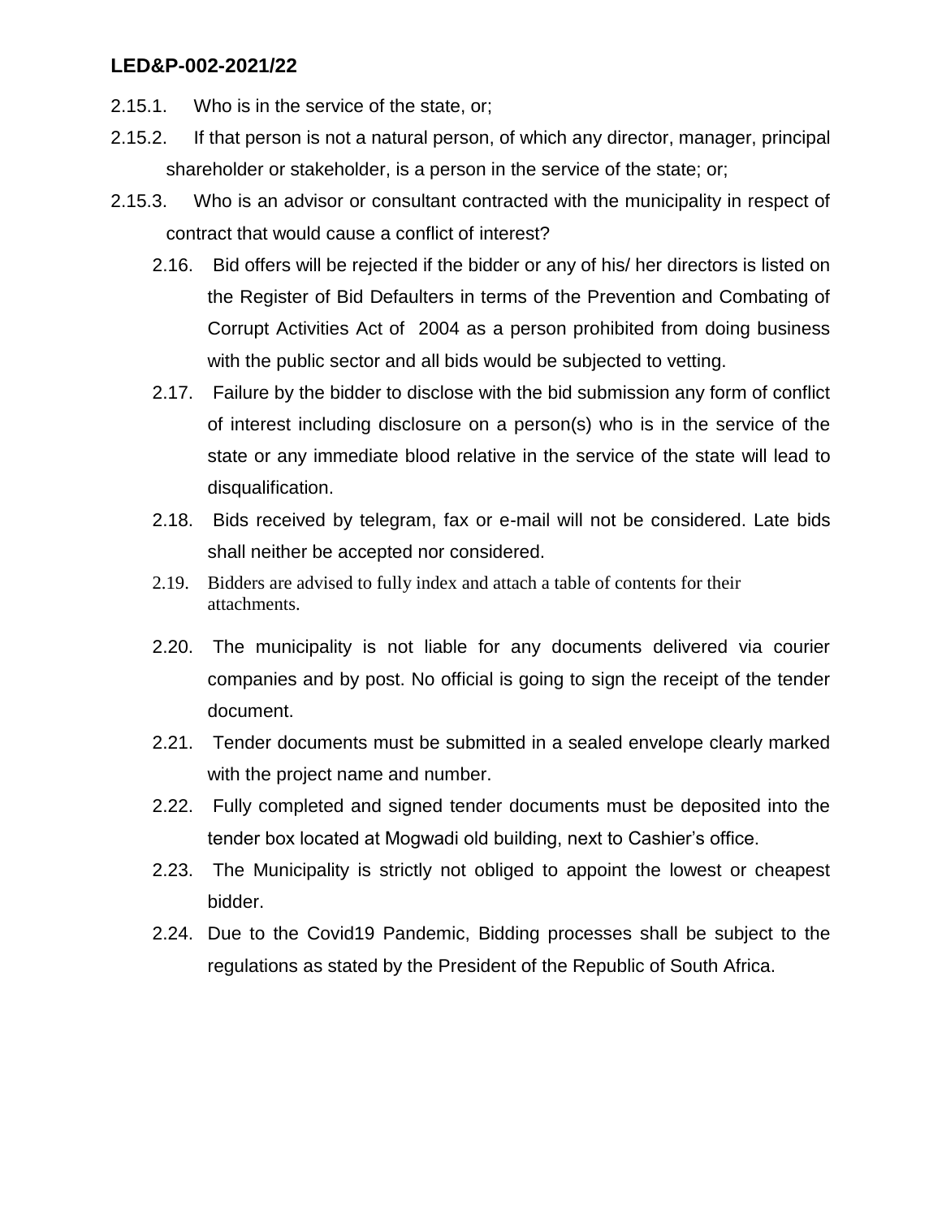2.15.1. Who is in the service of the state, or;

2.15.2. If that person is not a natural person, of which any director, manager, principal shareholder or stakeholder, is a person in the service of the state; or;

2.15.3. Who is an advisor or consultant contracted with the municipality in respect of contract that would cause a conflict of interest?

2.16. Bid offers will be rejected if the bidder or any of his/ her directors is listed on the Register of Bid Defaulters in terms of the Prevention and Combating of Corrupt Activities Act of 2004 as a person prohibited from doing business with the public sector and all bids would be subjected to vetting.

2.17. Failure by the bidder to disclose with the bid submission any form of conflict of interest including disclosure on a person(s) who is in the service of the state or any immediate blood relative in the service of the state will lead to disqualification.

2.18. Bids received by telegram, fax or e-mail will not be considered. Late bids shall neither be accepted nor considered.

2.19. Bidders are advised to fully index and attach a table of contents for their attachments.

2.20. The municipality is not liable for any documents delivered via courier companies and by post. No official is going to sign the receipt of the tender document.

2.21. Tender documents must be submitted in a sealed envelope clearly marked with the project name and number.

2.22. Fully completed and signed tender documents must be deposited into the tender box located at Mogwadi old building, next to Cashier's office.

2.23. The Municipality is strictly not obliged to appoint the lowest or cheapest bidder.

2.24. Due to the Covid19 Pandemic, Bidding processes shall be subject to the regulations as stated by the President of the Republic of South Africa.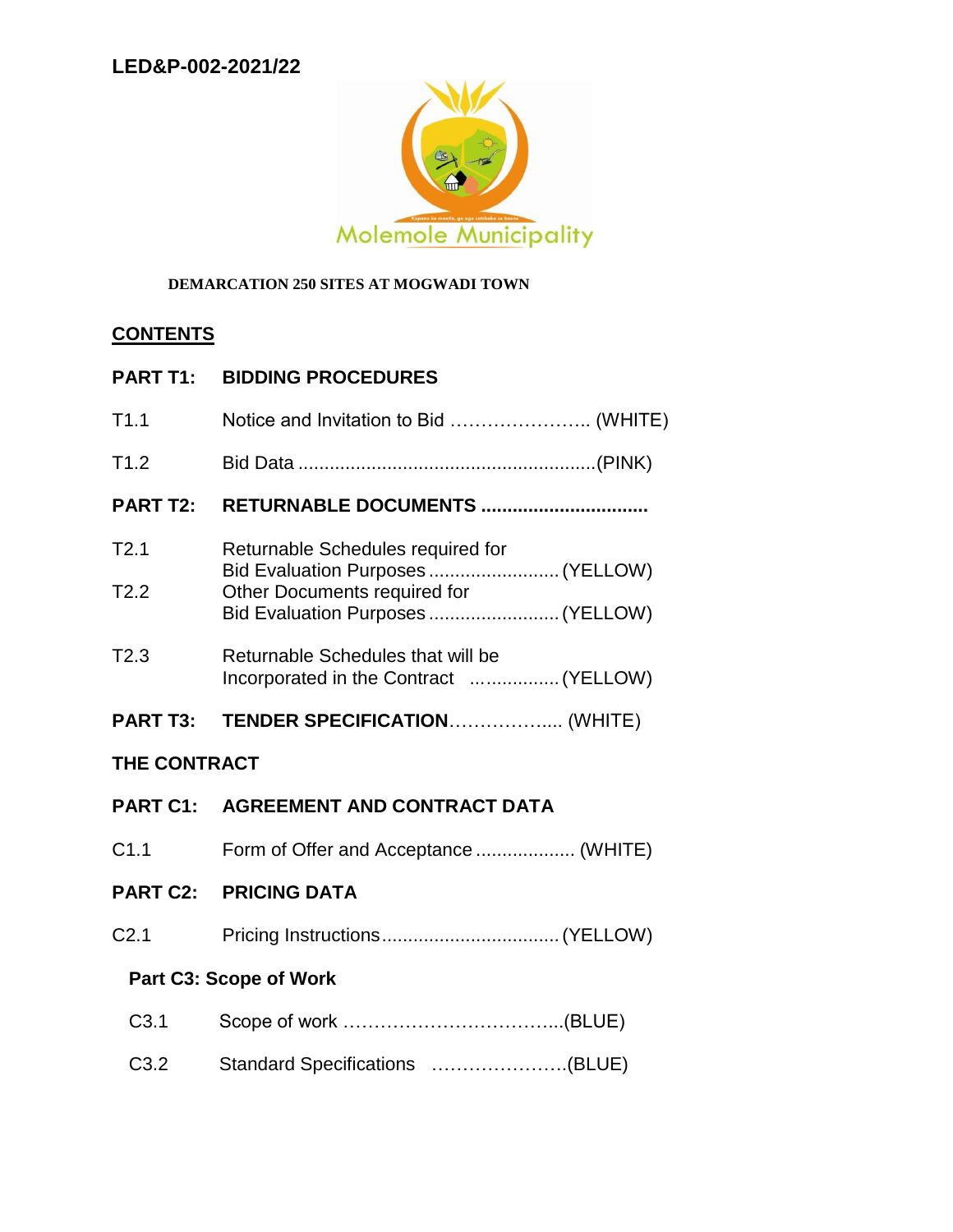**LED&P-002-2021/22**

Molemole Municipality

**DEMARCATION 250 SITES AT MOGWADI TOWN**

## CONTENTS

**PART T1: BIDDING PROCEDURES**

T1.1 Notice and Invitation to Bid ………………….. (WHITE)

T1.2 Bid Data ........................................................(PINK)

**PART T2: RETURNABLE DOCUMENTS ...............................**

T2.1 Returnable Schedules required for Bid Evaluation Purposes ......................... (YELLOW)

T2.2 Other Documents required for Bid Evaluation Purposes ......................... (YELLOW)

T2.3 Returnable Schedules that will be Incorporated in the Contract ................. (YELLOW)

**PART T3: TENDER SPECIFICATION**……………..... (WHITE)

**THE CONTRACT**

**PART C1: AGREEMENT AND CONTRACT DATA**

C1.1 Form of Offer and Acceptance ................... (WHITE)

**PART C2: PRICING DATA**

C2.1 Pricing Instructions................................. (YELLOW)

**Part C3: Scope of Work**

C3.1 Scope of work ……………………………...(BLUE)

C3.2 Standard Specifications ………………….(BLUE)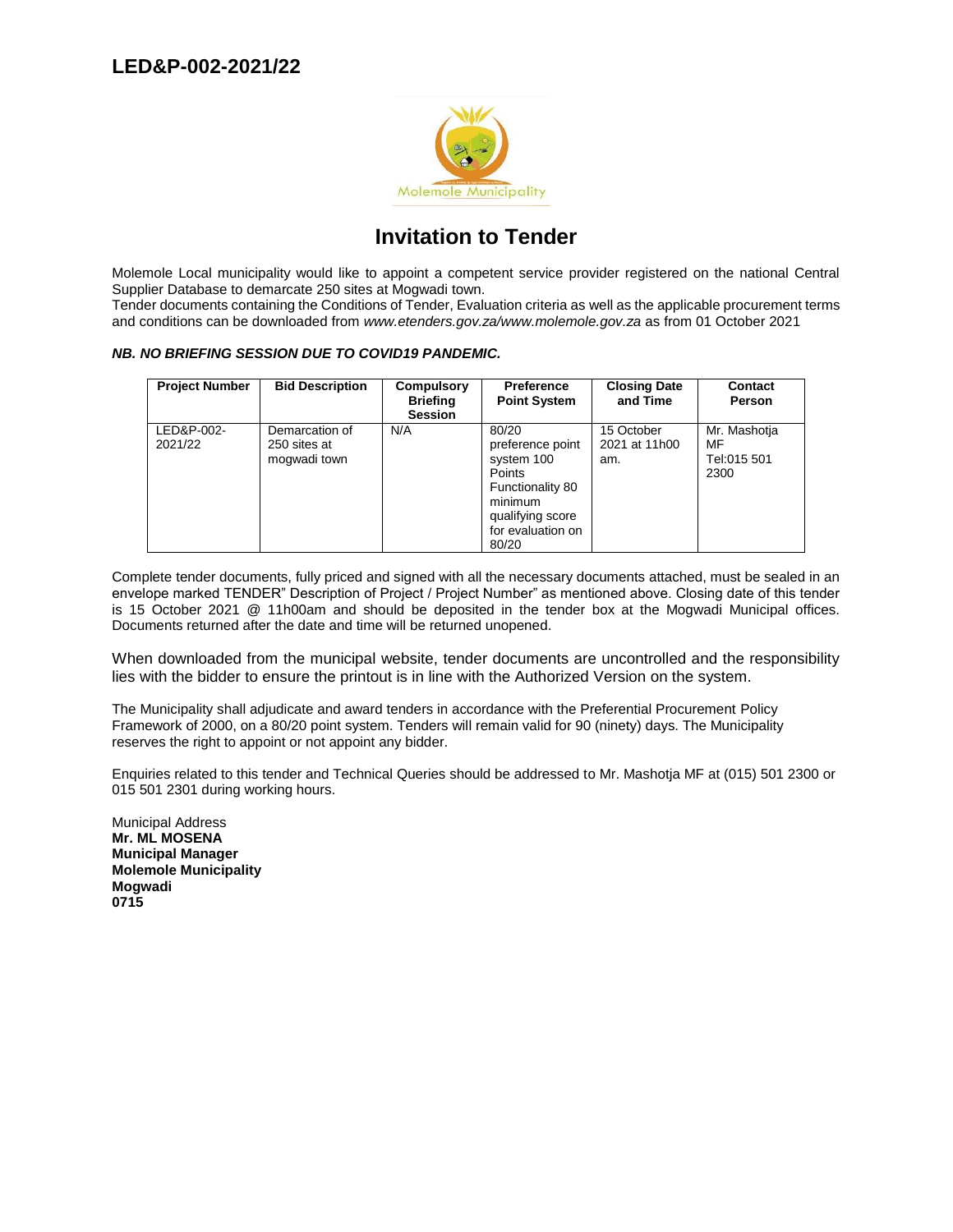# LED&P-002-2021/22

## Invitation to Tender

Molemole Local municipality would like to appoint a competent service provider registered on the national Central Supplier Database to demarcate 250 sites at Mogwadi town.
Tender documents containing the Conditions of Tender, Evaluation criteria as well as the applicable procurement terms and conditions can be downloaded from *www.etenders.gov.za/www.molemole.gov.za* as from 01 October 2021

***NB. NO BRIEFING SESSION DUE TO COVID19 PANDEMIC.***

| Project Number | Bid Description | Compulsory Briefing Session | Preference Point System | Closing Date and Time | Contact Person |
|---|---|---|---|---|---|
| LED&P-002-2021/22 | Demarcation of 250 sites at mogwadi town | N/A | 80/20 preference point system 100 Points Functionality 80 minimum qualifying score for evaluation on 80/20 | 15 October 2021 at 11h00 am. | Mr. Mashotja MF Tel:015 501 2300 |

Complete tender documents, fully priced and signed with all the necessary documents attached, must be sealed in an envelope marked TENDER" Description of Project / Project Number" as mentioned above. Closing date of this tender is 15 October 2021 @ 11h00am and should be deposited in the tender box at the Mogwadi Municipal offices. Documents returned after the date and time will be returned unopened.

When downloaded from the municipal website, tender documents are uncontrolled and the responsibility lies with the bidder to ensure the printout is in line with the Authorized Version on the system.

The Municipality shall adjudicate and award tenders in accordance with the Preferential Procurement Policy Framework of 2000, on a 80/20 point system. Tenders will remain valid for 90 (ninety) days. The Municipality reserves the right to appoint or not appoint any bidder.

Enquiries related to this tender and Technical Queries should be addressed to Mr. Mashotja MF at (015) 501 2300 or 015 501 2301 during working hours.

Municipal Address
**Mr. ML MOSENA**
**Municipal Manager**
**Molemole Municipality**
**Mogwadi**
**0715**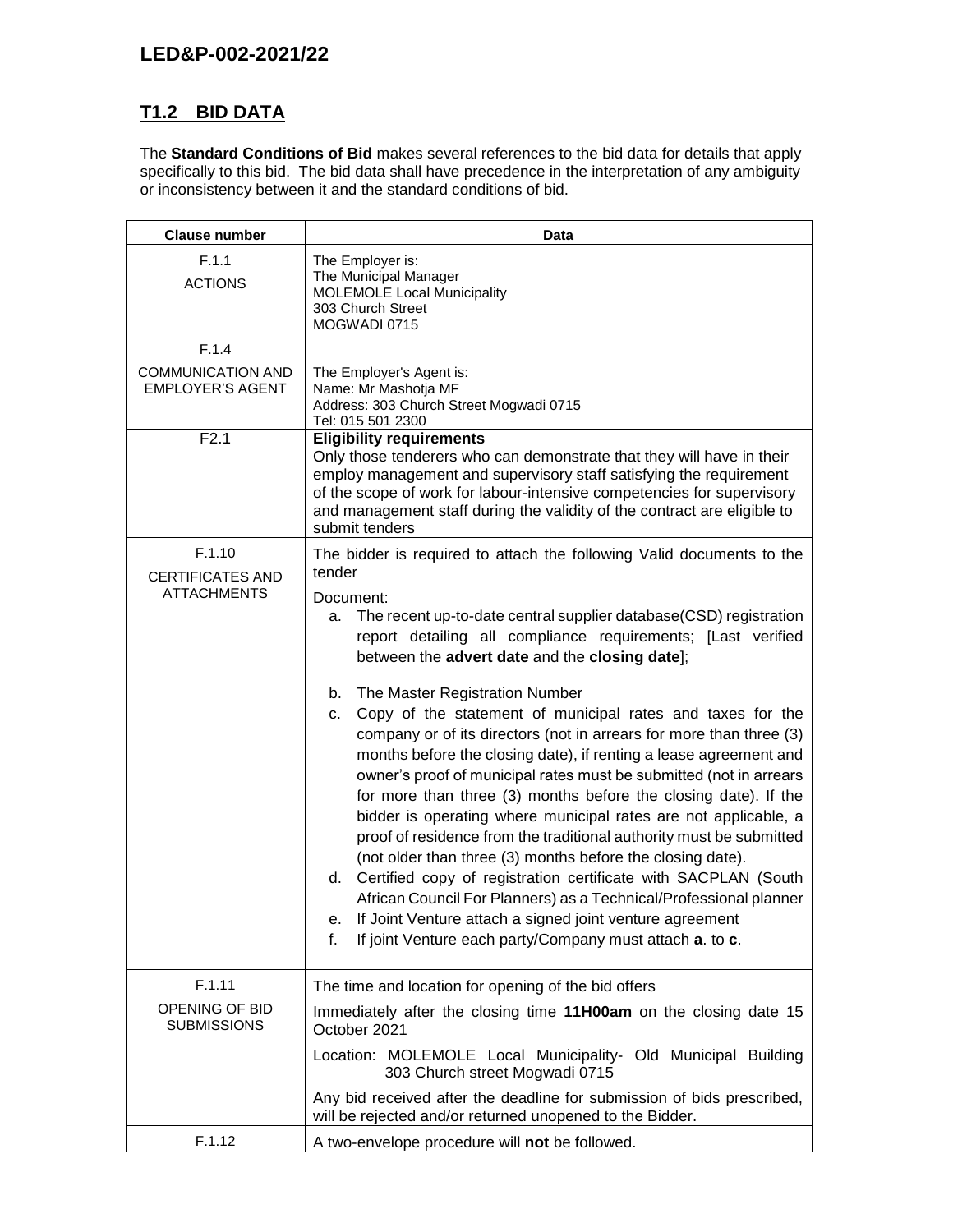## T1.2 BID DATA

The **Standard Conditions of Bid** makes several references to the bid data for details that apply specifically to this bid. The bid data shall have precedence in the interpretation of any ambiguity or inconsistency between it and the standard conditions of bid.

| Clause number | Data |
|---|---|
| F.1.1<br>ACTIONS | The Employer is:<br>The Municipal Manager<br>MOLEMOLE Local Municipality<br>303 Church Street<br>MOGWADI 0715 |
| F.1.4<br>COMMUNICATION AND EMPLOYER'S AGENT | The Employer's Agent is:<br>Name: Mr Mashotja MF<br>Address: 303 Church Street Mogwadi 0715<br>Tel: 015 501 2300 |
| F2.1 | **Eligibility requirements**<br>Only those tenderers who can demonstrate that they will have in their employ management and supervisory staff satisfying the requirement of the scope of work for labour-intensive competencies for supervisory and management staff during the validity of the contract are eligible to submit tenders |
| F.1.10<br>CERTIFICATES AND ATTACHMENTS | The bidder is required to attach the following Valid documents to the tender<br>Document:<br>a. The recent up-to-date central supplier database(CSD) registration report detailing all compliance requirements; [Last verified between the **advert date** and the **closing date**];<br>b. The Master Registration Number<br>c. Copy of the statement of municipal rates and taxes for the company or of its directors (not in arrears for more than three (3) months before the closing date), if renting a lease agreement and owner's proof of municipal rates must be submitted (not in arrears for more than three (3) months before the closing date). If the bidder is operating where municipal rates are not applicable, a proof of residence from the traditional authority must be submitted (not older than three (3) months before the closing date).<br>d. Certified copy of registration certificate with SACPLAN (South African Council For Planners) as a Technical/Professional planner<br>e. If Joint Venture attach a signed joint venture agreement<br>f. If joint Venture each party/Company must attach **a**. to **c**. |
| F.1.11<br>OPENING OF BID SUBMISSIONS | The time and location for opening of the bid offers<br>Immediately after the closing time **11H00am** on the closing date 15 October 2021<br>Location: MOLEMOLE Local Municipality- Old Municipal Building 303 Church street Mogwadi 0715<br>Any bid received after the deadline for submission of bids prescribed, will be rejected and/or returned unopened to the Bidder. |
| F.1.12 | A two-envelope procedure will **not** be followed. |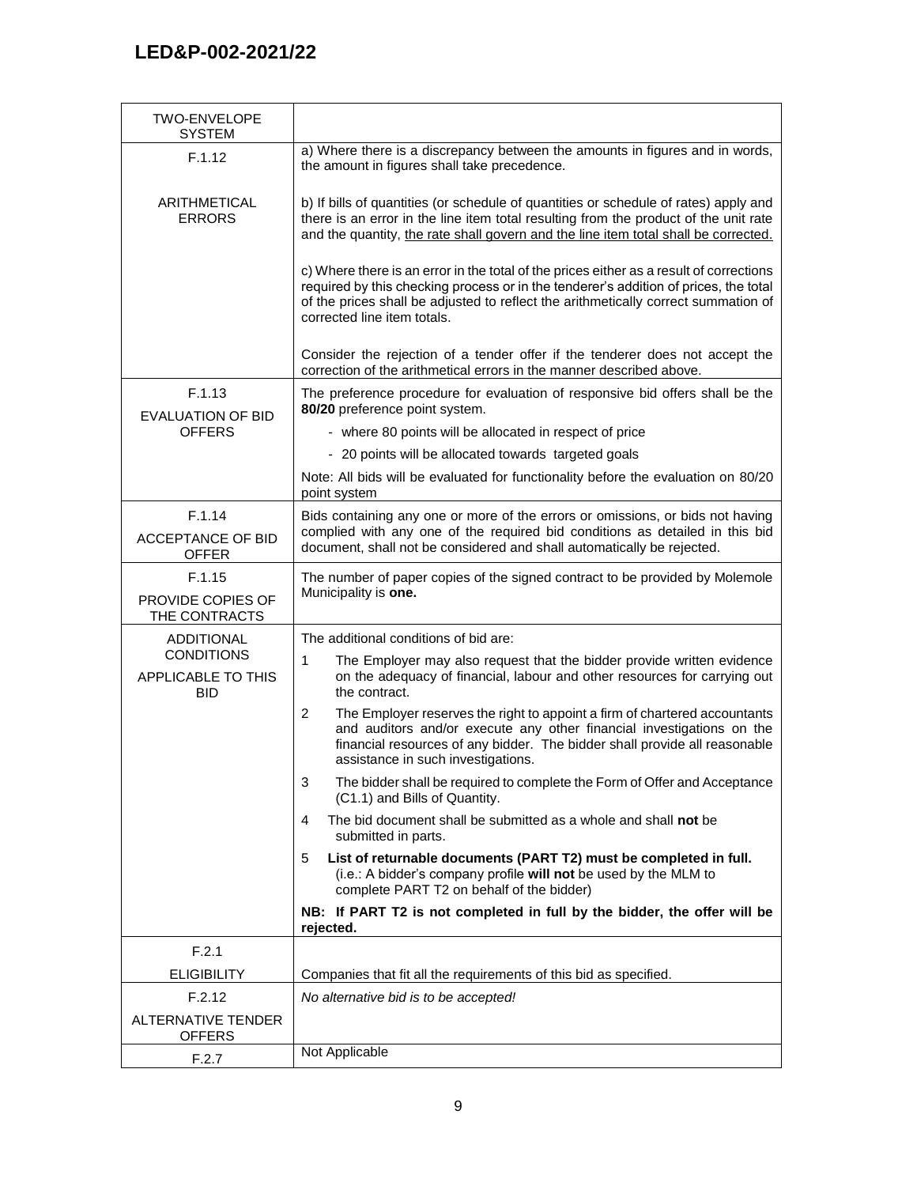| TWO-ENVELOPE SYSTEM | |
|---|---|
| F.1.12<br><br>ARITHMETICAL ERRORS | a) Where there is a discrepancy between the amounts in figures and in words, the amount in figures shall take precedence.<br><br>b) If bills of quantities (or schedule of quantities or schedule of rates) apply and there is an error in the line item total resulting from the product of the unit rate and the quantity, the rate shall govern and the line item total shall be corrected.<br><br>c) Where there is an error in the total of the prices either as a result of corrections required by this checking process or in the tenderer's addition of prices, the total of the prices shall be adjusted to reflect the arithmetically correct summation of corrected line item totals.<br><br>Consider the rejection of a tender offer if the tenderer does not accept the correction of the arithmetical errors in the manner described above. |
| F.1.13<br><br>EVALUATION OF BID OFFERS | The preference procedure for evaluation of responsive bid offers shall be the **80/20** preference point system.<br>- where 80 points will be allocated in respect of price<br>- 20 points will be allocated towards targeted goals<br><br>Note: All bids will be evaluated for functionality before the evaluation on 80/20 point system |
| F.1.14<br><br>ACCEPTANCE OF BID OFFER | Bids containing any one or more of the errors or omissions, or bids not having complied with any one of the required bid conditions as detailed in this bid document, shall not be considered and shall automatically be rejected. |
| F.1.15<br><br>PROVIDE COPIES OF THE CONTRACTS | The number of paper copies of the signed contract to be provided by Molemole Municipality is **one.** |
| ADDITIONAL CONDITIONS<br><br>APPLICABLE TO THIS BID | The additional conditions of bid are:<br>1 The Employer may also request that the bidder provide written evidence on the adequacy of financial, labour and other resources for carrying out the contract.<br>2 The Employer reserves the right to appoint a firm of chartered accountants and auditors and/or execute any other financial investigations on the financial resources of any bidder. The bidder shall provide all reasonable assistance in such investigations.<br>3 The bidder shall be required to complete the Form of Offer and Acceptance (C1.1) and Bills of Quantity.<br>4 The bid document shall be submitted as a whole and shall **not** be submitted in parts.<br>5 **List of returnable documents (PART T2) must be completed in full.** (i.e.: A bidder's company profile **will not** be used by the MLM to complete PART T2 on behalf of the bidder)<br><br>**NB: If PART T2 is not completed in full by the bidder, the offer will be rejected.** |
| F.2.1<br><br>ELIGIBILITY | Companies that fit all the requirements of this bid as specified. |
| F.2.12<br><br>ALTERNATIVE TENDER OFFERS | *No alternative bid is to be accepted!* |
| F.2.7 | Not Applicable |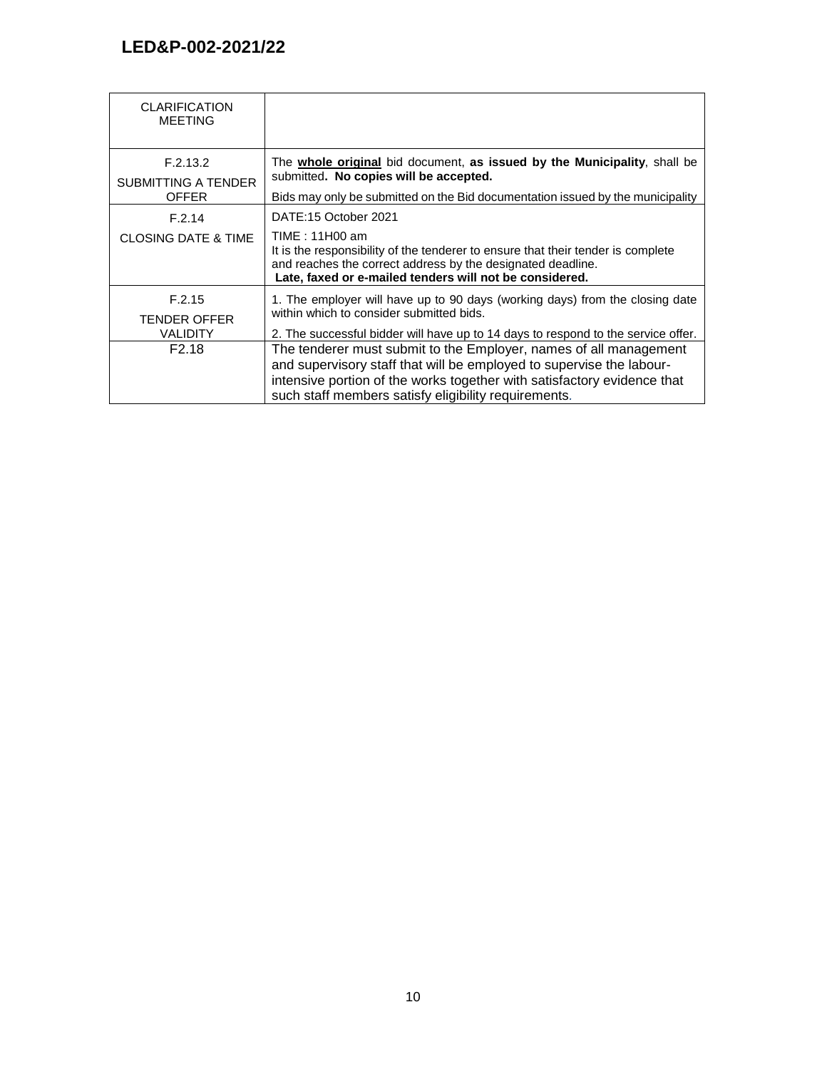| CLARIFICATION MEETING | |
|---|---|
| F.2.13.2<br>SUBMITTING A TENDER OFFER | The **whole original** bid document, **as issued by the Municipality**, shall be submitted**. No copies will be accepted.**<br>Bids may only be submitted on the Bid documentation issued by the municipality |
| F.2.14<br>CLOSING DATE & TIME | DATE:15 October 2021<br>TIME : 11H00 am<br>It is the responsibility of the tenderer to ensure that their tender is complete and reaches the correct address by the designated deadline.<br>**Late, faxed or e-mailed tenders will not be considered.** |
| F.2.15<br>TENDER OFFER VALIDITY | 1. The employer will have up to 90 days (working days) from the closing date within which to consider submitted bids.<br>2. The successful bidder will have up to 14 days to respond to the service offer. |
| F2.18 | The tenderer must submit to the Employer, names of all management and supervisory staff that will be employed to supervise the labour-intensive portion of the works together with satisfactory evidence that such staff members satisfy eligibility requirements. |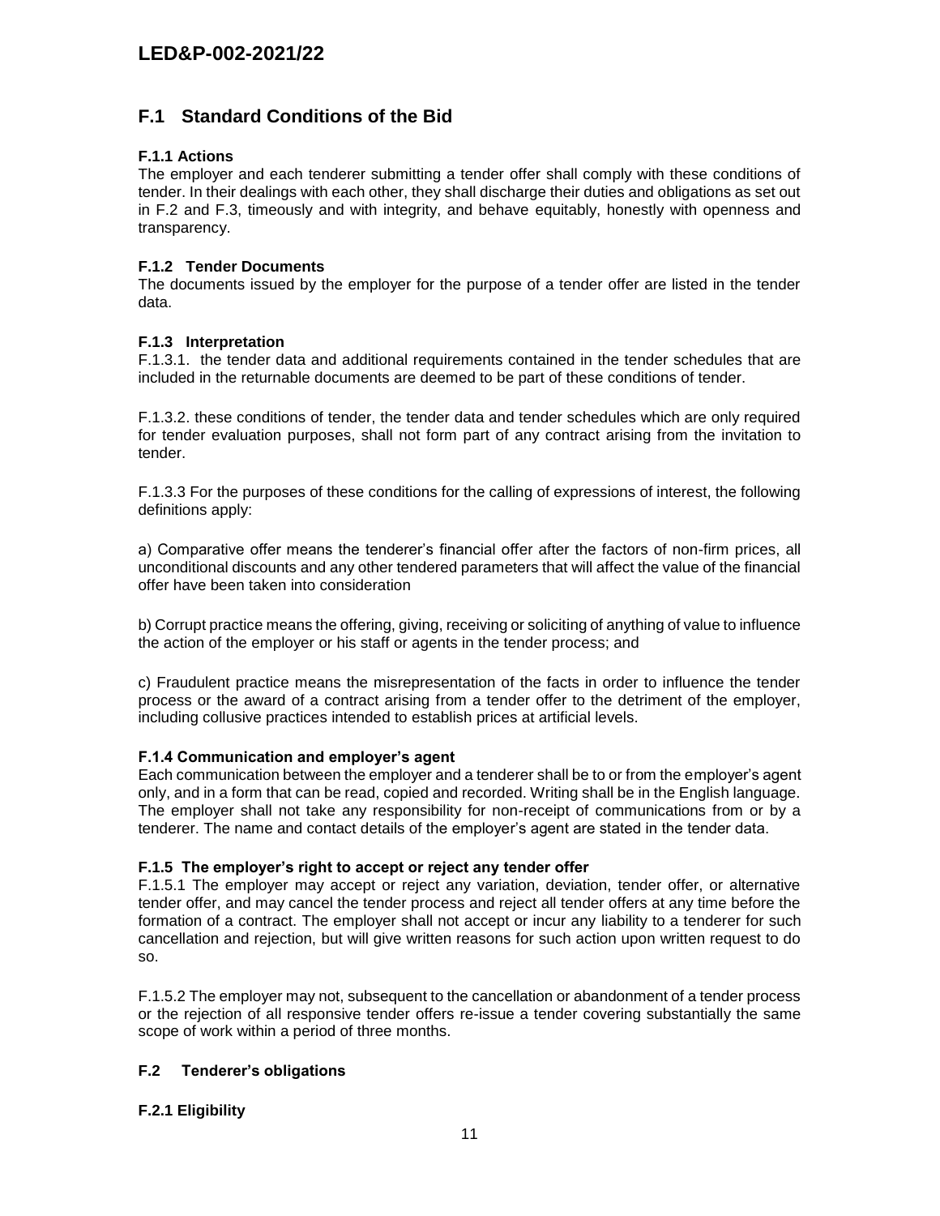## F.1 Standard Conditions of the Bid

### F.1.1 Actions

The employer and each tenderer submitting a tender offer shall comply with these conditions of tender. In their dealings with each other, they shall discharge their duties and obligations as set out in F.2 and F.3, timeously and with integrity, and behave equitably, honestly with openness and transparency.

### F.1.2 Tender Documents

The documents issued by the employer for the purpose of a tender offer are listed in the tender data.

### F.1.3 Interpretation

F.1.3.1. the tender data and additional requirements contained in the tender schedules that are included in the returnable documents are deemed to be part of these conditions of tender.

F.1.3.2. these conditions of tender, the tender data and tender schedules which are only required for tender evaluation purposes, shall not form part of any contract arising from the invitation to tender.

F.1.3.3 For the purposes of these conditions for the calling of expressions of interest, the following definitions apply:

a) Comparative offer means the tenderer's financial offer after the factors of non-firm prices, all unconditional discounts and any other tendered parameters that will affect the value of the financial offer have been taken into consideration

b) Corrupt practice means the offering, giving, receiving or soliciting of anything of value to influence the action of the employer or his staff or agents in the tender process; and

c) Fraudulent practice means the misrepresentation of the facts in order to influence the tender process or the award of a contract arising from a tender offer to the detriment of the employer, including collusive practices intended to establish prices at artificial levels.

### F.1.4 Communication and employer's agent

Each communication between the employer and a tenderer shall be to or from the employer's agent only, and in a form that can be read, copied and recorded. Writing shall be in the English language. The employer shall not take any responsibility for non-receipt of communications from or by a tenderer. The name and contact details of the employer's agent are stated in the tender data.

### F.1.5 The employer's right to accept or reject any tender offer

F.1.5.1 The employer may accept or reject any variation, deviation, tender offer, or alternative tender offer, and may cancel the tender process and reject all tender offers at any time before the formation of a contract. The employer shall not accept or incur any liability to a tenderer for such cancellation and rejection, but will give written reasons for such action upon written request to do so.

F.1.5.2 The employer may not, subsequent to the cancellation or abandonment of a tender process or the rejection of all responsive tender offers re-issue a tender covering substantially the same scope of work within a period of three months.

## F.2 Tenderer's obligations

### F.2.1 Eligibility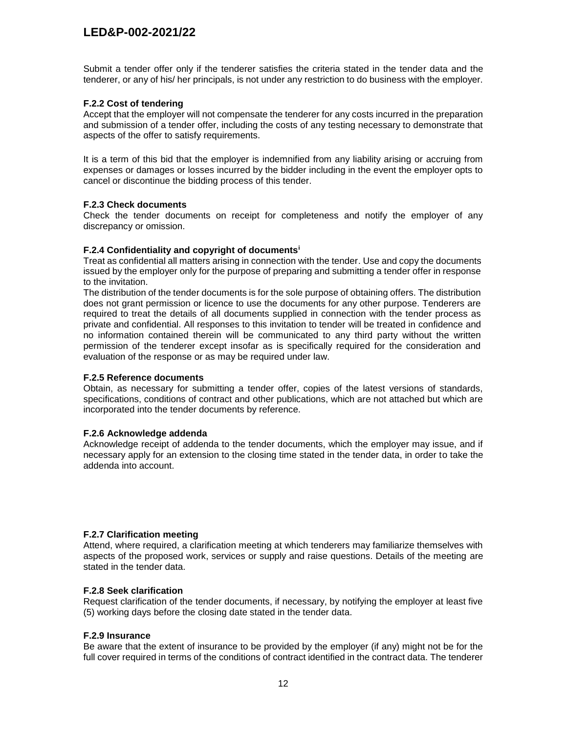Submit a tender offer only if the tenderer satisfies the criteria stated in the tender data and the tenderer, or any of his/ her principals, is not under any restriction to do business with the employer.

**F.2.2 Cost of tendering**

Accept that the employer will not compensate the tenderer for any costs incurred in the preparation and submission of a tender offer, including the costs of any testing necessary to demonstrate that aspects of the offer to satisfy requirements.

It is a term of this bid that the employer is indemnified from any liability arising or accruing from expenses or damages or losses incurred by the bidder including in the event the employer opts to cancel or discontinue the bidding process of this tender.

**F.2.3 Check documents**

Check the tender documents on receipt for completeness and notify the employer of any discrepancy or omission.

**F.2.4 Confidentiality and copyright of documents**[i]

Treat as confidential all matters arising in connection with the tender. Use and copy the documents issued by the employer only for the purpose of preparing and submitting a tender offer in response to the invitation.

The distribution of the tender documents is for the sole purpose of obtaining offers. The distribution does not grant permission or licence to use the documents for any other purpose. Tenderers are required to treat the details of all documents supplied in connection with the tender process as private and confidential. All responses to this invitation to tender will be treated in confidence and no information contained therein will be communicated to any third party without the written permission of the tenderer except insofar as is specifically required for the consideration and evaluation of the response or as may be required under law.

**F.2.5 Reference documents**

Obtain, as necessary for submitting a tender offer, copies of the latest versions of standards, specifications, conditions of contract and other publications, which are not attached but which are incorporated into the tender documents by reference.

**F.2.6 Acknowledge addenda**

Acknowledge receipt of addenda to the tender documents, which the employer may issue, and if necessary apply for an extension to the closing time stated in the tender data, in order to take the addenda into account.

**F.2.7 Clarification meeting**

Attend, where required, a clarification meeting at which tenderers may familiarize themselves with aspects of the proposed work, services or supply and raise questions. Details of the meeting are stated in the tender data.

**F.2.8 Seek clarification**

Request clarification of the tender documents, if necessary, by notifying the employer at least five (5) working days before the closing date stated in the tender data.

**F.2.9 Insurance**

Be aware that the extent of insurance to be provided by the employer (if any) might not be for the full cover required in terms of the conditions of contract identified in the contract data. The tenderer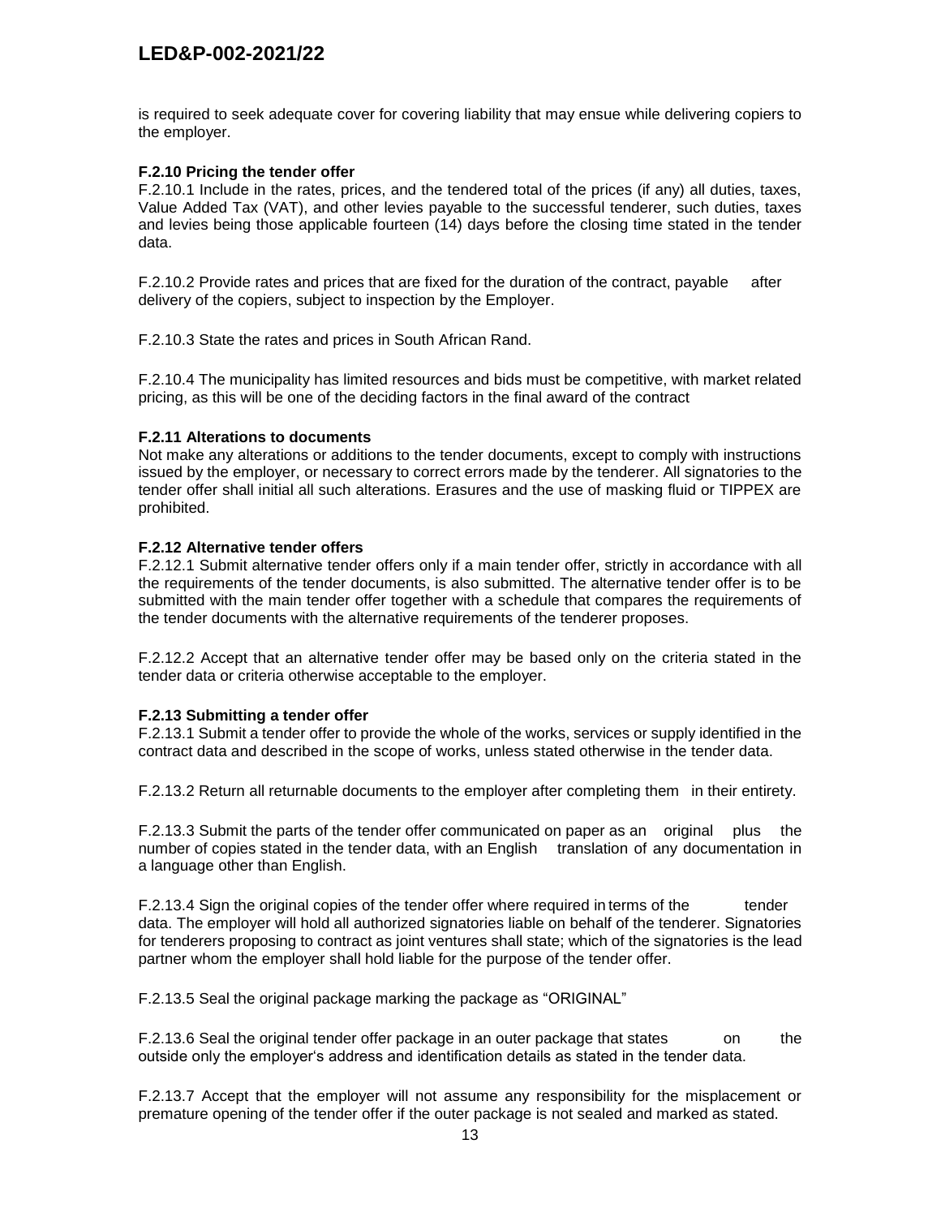is required to seek adequate cover for covering liability that may ensue while delivering copiers to the employer.

**F.2.10 Pricing the tender offer**

F.2.10.1 Include in the rates, prices, and the tendered total of the prices (if any) all duties, taxes, Value Added Tax (VAT), and other levies payable to the successful tenderer, such duties, taxes and levies being those applicable fourteen (14) days before the closing time stated in the tender data.

F.2.10.2 Provide rates and prices that are fixed for the duration of the contract, payable after delivery of the copiers, subject to inspection by the Employer.

F.2.10.3 State the rates and prices in South African Rand.

F.2.10.4 The municipality has limited resources and bids must be competitive, with market related pricing, as this will be one of the deciding factors in the final award of the contract

**F.2.11 Alterations to documents**

Not make any alterations or additions to the tender documents, except to comply with instructions issued by the employer, or necessary to correct errors made by the tenderer. All signatories to the tender offer shall initial all such alterations. Erasures and the use of masking fluid or TIPPEX are prohibited.

**F.2.12 Alternative tender offers**

F.2.12.1 Submit alternative tender offers only if a main tender offer, strictly in accordance with all the requirements of the tender documents, is also submitted. The alternative tender offer is to be submitted with the main tender offer together with a schedule that compares the requirements of the tender documents with the alternative requirements of the tenderer proposes.

F.2.12.2 Accept that an alternative tender offer may be based only on the criteria stated in the tender data or criteria otherwise acceptable to the employer.

**F.2.13 Submitting a tender offer**

F.2.13.1 Submit a tender offer to provide the whole of the works, services or supply identified in the contract data and described in the scope of works, unless stated otherwise in the tender data.

F.2.13.2 Return all returnable documents to the employer after completing them in their entirety.

F.2.13.3 Submit the parts of the tender offer communicated on paper as an original plus the number of copies stated in the tender data, with an English translation of any documentation in a language other than English.

F.2.13.4 Sign the original copies of the tender offer where required in terms of the tender data. The employer will hold all authorized signatories liable on behalf of the tenderer. Signatories for tenderers proposing to contract as joint ventures shall state; which of the signatories is the lead partner whom the employer shall hold liable for the purpose of the tender offer.

F.2.13.5 Seal the original package marking the package as "ORIGINAL"

F.2.13.6 Seal the original tender offer package in an outer package that states on the outside only the employer's address and identification details as stated in the tender data.

F.2.13.7 Accept that the employer will not assume any responsibility for the misplacement or premature opening of the tender offer if the outer package is not sealed and marked as stated.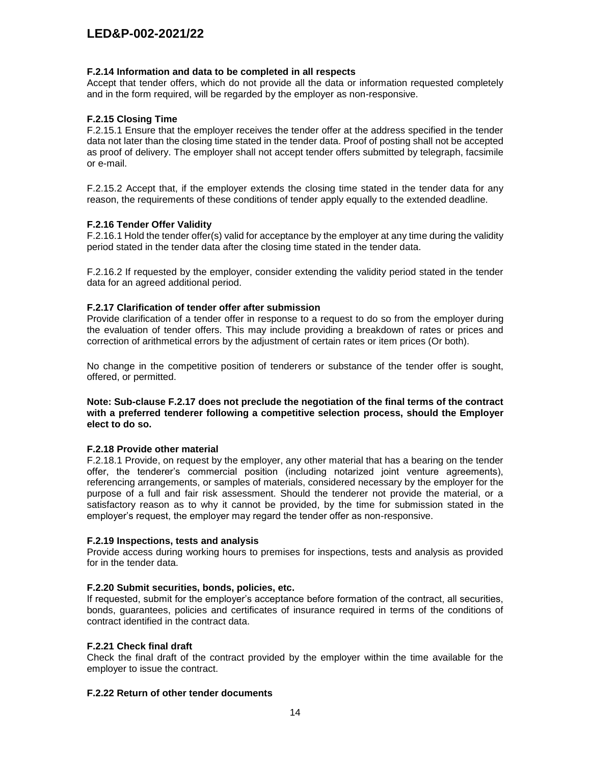#### F.2.14 Information and data to be completed in all respects

Accept that tender offers, which do not provide all the data or information requested completely and in the form required, will be regarded by the employer as non-responsive.

#### F.2.15 Closing Time

F.2.15.1 Ensure that the employer receives the tender offer at the address specified in the tender data not later than the closing time stated in the tender data. Proof of posting shall not be accepted as proof of delivery. The employer shall not accept tender offers submitted by telegraph, facsimile or e-mail.

F.2.15.2 Accept that, if the employer extends the closing time stated in the tender data for any reason, the requirements of these conditions of tender apply equally to the extended deadline.

#### F.2.16 Tender Offer Validity

F.2.16.1 Hold the tender offer(s) valid for acceptance by the employer at any time during the validity period stated in the tender data after the closing time stated in the tender data.

F.2.16.2 If requested by the employer, consider extending the validity period stated in the tender data for an agreed additional period.

#### F.2.17 Clarification of tender offer after submission

Provide clarification of a tender offer in response to a request to do so from the employer during the evaluation of tender offers. This may include providing a breakdown of rates or prices and correction of arithmetical errors by the adjustment of certain rates or item prices (Or both).

No change in the competitive position of tenderers or substance of the tender offer is sought, offered, or permitted.

**Note: Sub-clause F.2.17 does not preclude the negotiation of the final terms of the contract with a preferred tenderer following a competitive selection process, should the Employer elect to do so.**

#### F.2.18 Provide other material

F.2.18.1 Provide, on request by the employer, any other material that has a bearing on the tender offer, the tenderer's commercial position (including notarized joint venture agreements), referencing arrangements, or samples of materials, considered necessary by the employer for the purpose of a full and fair risk assessment. Should the tenderer not provide the material, or a satisfactory reason as to why it cannot be provided, by the time for submission stated in the employer's request, the employer may regard the tender offer as non-responsive.

#### F.2.19 Inspections, tests and analysis

Provide access during working hours to premises for inspections, tests and analysis as provided for in the tender data.

#### F.2.20 Submit securities, bonds, policies, etc.

If requested, submit for the employer's acceptance before formation of the contract, all securities, bonds, guarantees, policies and certificates of insurance required in terms of the conditions of contract identified in the contract data.

#### F.2.21 Check final draft

Check the final draft of the contract provided by the employer within the time available for the employer to issue the contract.

#### F.2.22 Return of other tender documents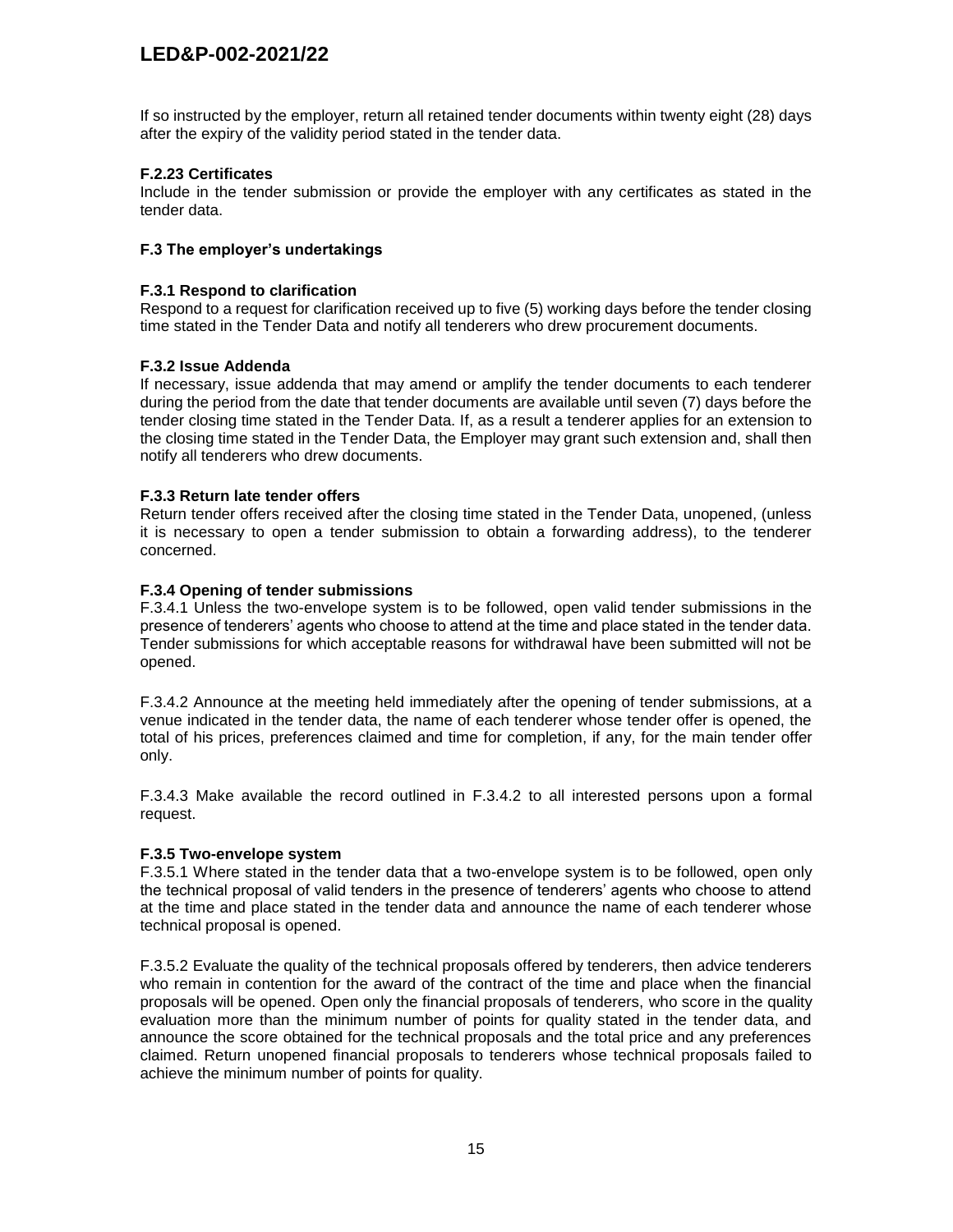If so instructed by the employer, return all retained tender documents within twenty eight (28) days after the expiry of the validity period stated in the tender data.

**F.2.23 Certificates**

Include in the tender submission or provide the employer with any certificates as stated in the tender data.

**F.3 The employer's undertakings**

**F.3.1 Respond to clarification**

Respond to a request for clarification received up to five (5) working days before the tender closing time stated in the Tender Data and notify all tenderers who drew procurement documents.

**F.3.2 Issue Addenda**

If necessary, issue addenda that may amend or amplify the tender documents to each tenderer during the period from the date that tender documents are available until seven (7) days before the tender closing time stated in the Tender Data. If, as a result a tenderer applies for an extension to the closing time stated in the Tender Data, the Employer may grant such extension and, shall then notify all tenderers who drew documents.

**F.3.3 Return late tender offers**

Return tender offers received after the closing time stated in the Tender Data, unopened, (unless it is necessary to open a tender submission to obtain a forwarding address), to the tenderer concerned.

**F.3.4 Opening of tender submissions**

F.3.4.1 Unless the two-envelope system is to be followed, open valid tender submissions in the presence of tenderers' agents who choose to attend at the time and place stated in the tender data. Tender submissions for which acceptable reasons for withdrawal have been submitted will not be opened.

F.3.4.2 Announce at the meeting held immediately after the opening of tender submissions, at a venue indicated in the tender data, the name of each tenderer whose tender offer is opened, the total of his prices, preferences claimed and time for completion, if any, for the main tender offer only.

F.3.4.3 Make available the record outlined in F.3.4.2 to all interested persons upon a formal request.

**F.3.5 Two-envelope system**

F.3.5.1 Where stated in the tender data that a two-envelope system is to be followed, open only the technical proposal of valid tenders in the presence of tenderers' agents who choose to attend at the time and place stated in the tender data and announce the name of each tenderer whose technical proposal is opened.

F.3.5.2 Evaluate the quality of the technical proposals offered by tenderers, then advice tenderers who remain in contention for the award of the contract of the time and place when the financial proposals will be opened. Open only the financial proposals of tenderers, who score in the quality evaluation more than the minimum number of points for quality stated in the tender data, and announce the score obtained for the technical proposals and the total price and any preferences claimed. Return unopened financial proposals to tenderers whose technical proposals failed to achieve the minimum number of points for quality.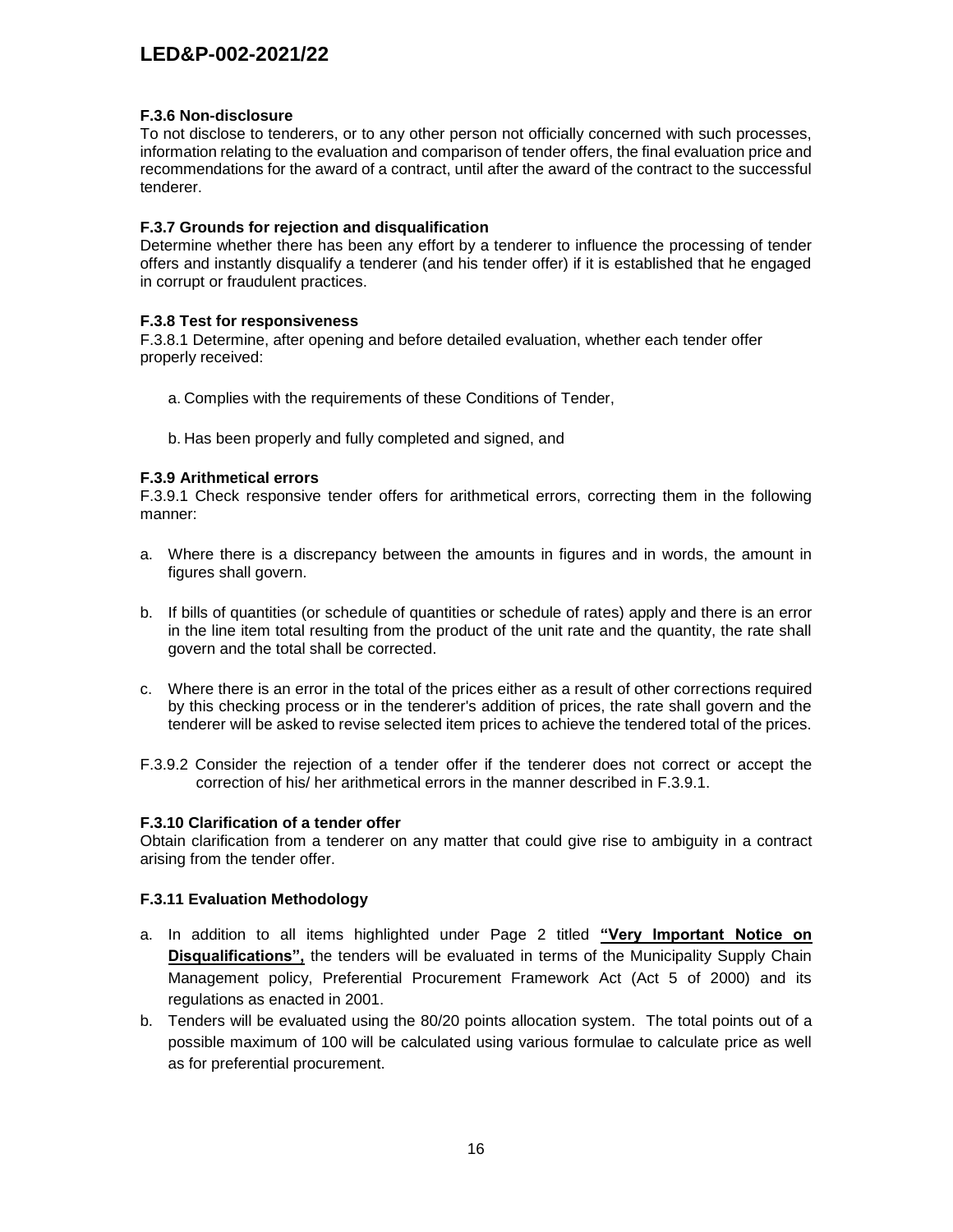### F.3.6 Non-disclosure

To not disclose to tenderers, or to any other person not officially concerned with such processes, information relating to the evaluation and comparison of tender offers, the final evaluation price and recommendations for the award of a contract, until after the award of the contract to the successful tenderer.

### F.3.7 Grounds for rejection and disqualification

Determine whether there has been any effort by a tenderer to influence the processing of tender offers and instantly disqualify a tenderer (and his tender offer) if it is established that he engaged in corrupt or fraudulent practices.

### F.3.8 Test for responsiveness

F.3.8.1 Determine, after opening and before detailed evaluation, whether each tender offer properly received:

a. Complies with the requirements of these Conditions of Tender,

b. Has been properly and fully completed and signed, and

### F.3.9 Arithmetical errors

F.3.9.1 Check responsive tender offers for arithmetical errors, correcting them in the following manner:

a. Where there is a discrepancy between the amounts in figures and in words, the amount in figures shall govern.

b. If bills of quantities (or schedule of quantities or schedule of rates) apply and there is an error in the line item total resulting from the product of the unit rate and the quantity, the rate shall govern and the total shall be corrected.

c. Where there is an error in the total of the prices either as a result of other corrections required by this checking process or in the tenderer's addition of prices, the rate shall govern and the tenderer will be asked to revise selected item prices to achieve the tendered total of the prices.

F.3.9.2 Consider the rejection of a tender offer if the tenderer does not correct or accept the correction of his/ her arithmetical errors in the manner described in F.3.9.1.

### F.3.10 Clarification of a tender offer

Obtain clarification from a tenderer on any matter that could give rise to ambiguity in a contract arising from the tender offer.

### F.3.11 Evaluation Methodology

a. In addition to all items highlighted under Page 2 titled **"Very Important Notice on Disqualifications",** the tenders will be evaluated in terms of the Municipality Supply Chain Management policy, Preferential Procurement Framework Act (Act 5 of 2000) and its regulations as enacted in 2001.

b. Tenders will be evaluated using the 80/20 points allocation system. The total points out of a possible maximum of 100 will be calculated using various formulae to calculate price as well as for preferential procurement.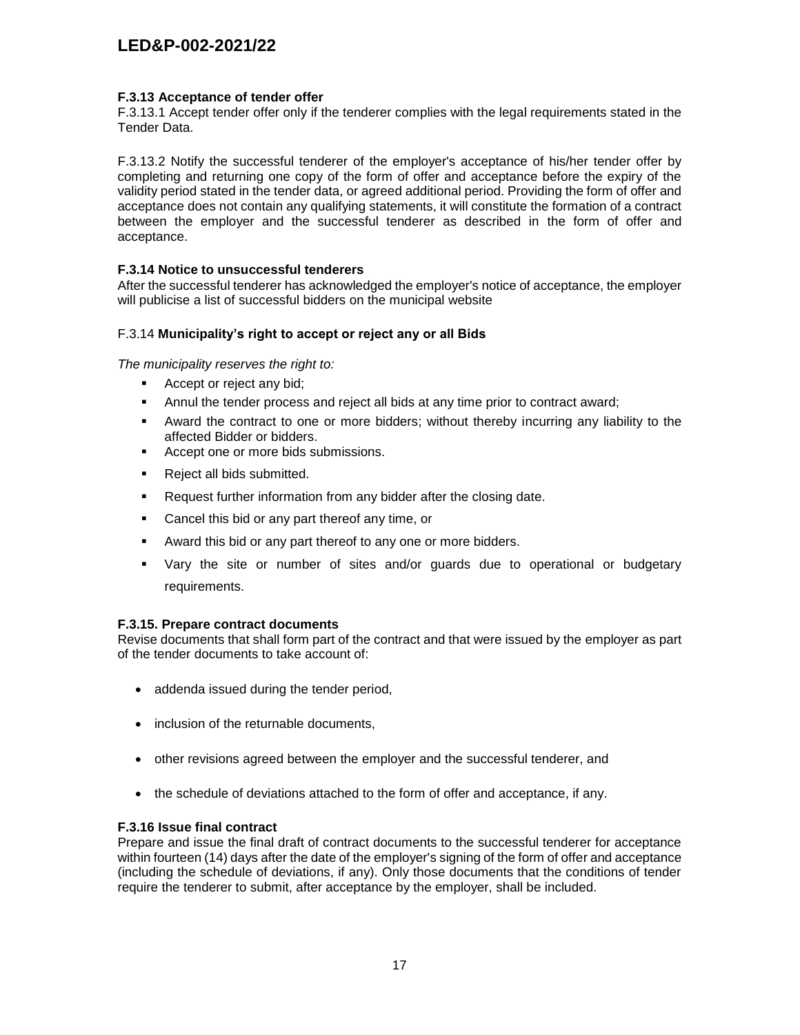#### F.3.13 Acceptance of tender offer

F.3.13.1 Accept tender offer only if the tenderer complies with the legal requirements stated in the Tender Data.

F.3.13.2 Notify the successful tenderer of the employer's acceptance of his/her tender offer by completing and returning one copy of the form of offer and acceptance before the expiry of the validity period stated in the tender data, or agreed additional period. Providing the form of offer and acceptance does not contain any qualifying statements, it will constitute the formation of a contract between the employer and the successful tenderer as described in the form of offer and acceptance.

#### F.3.14 Notice to unsuccessful tenderers

After the successful tenderer has acknowledged the employer's notice of acceptance, the employer will publicise a list of successful bidders on the municipal website

#### F.3.14 **Municipality's right to accept or reject any or all Bids**

*The municipality reserves the right to:*

- Accept or reject any bid;
- Annul the tender process and reject all bids at any time prior to contract award;
- Award the contract to one or more bidders; without thereby incurring any liability to the affected Bidder or bidders.
- Accept one or more bids submissions.
- Reject all bids submitted.
- Request further information from any bidder after the closing date.
- Cancel this bid or any part thereof any time, or
- Award this bid or any part thereof to any one or more bidders.
- Vary the site or number of sites and/or guards due to operational or budgetary requirements.

#### F.3.15. Prepare contract documents

Revise documents that shall form part of the contract and that were issued by the employer as part of the tender documents to take account of:

- addenda issued during the tender period,
- inclusion of the returnable documents,
- other revisions agreed between the employer and the successful tenderer, and
- the schedule of deviations attached to the form of offer and acceptance, if any.

#### F.3.16 Issue final contract

Prepare and issue the final draft of contract documents to the successful tenderer for acceptance within fourteen (14) days after the date of the employer's signing of the form of offer and acceptance (including the schedule of deviations, if any). Only those documents that the conditions of tender require the tenderer to submit, after acceptance by the employer, shall be included.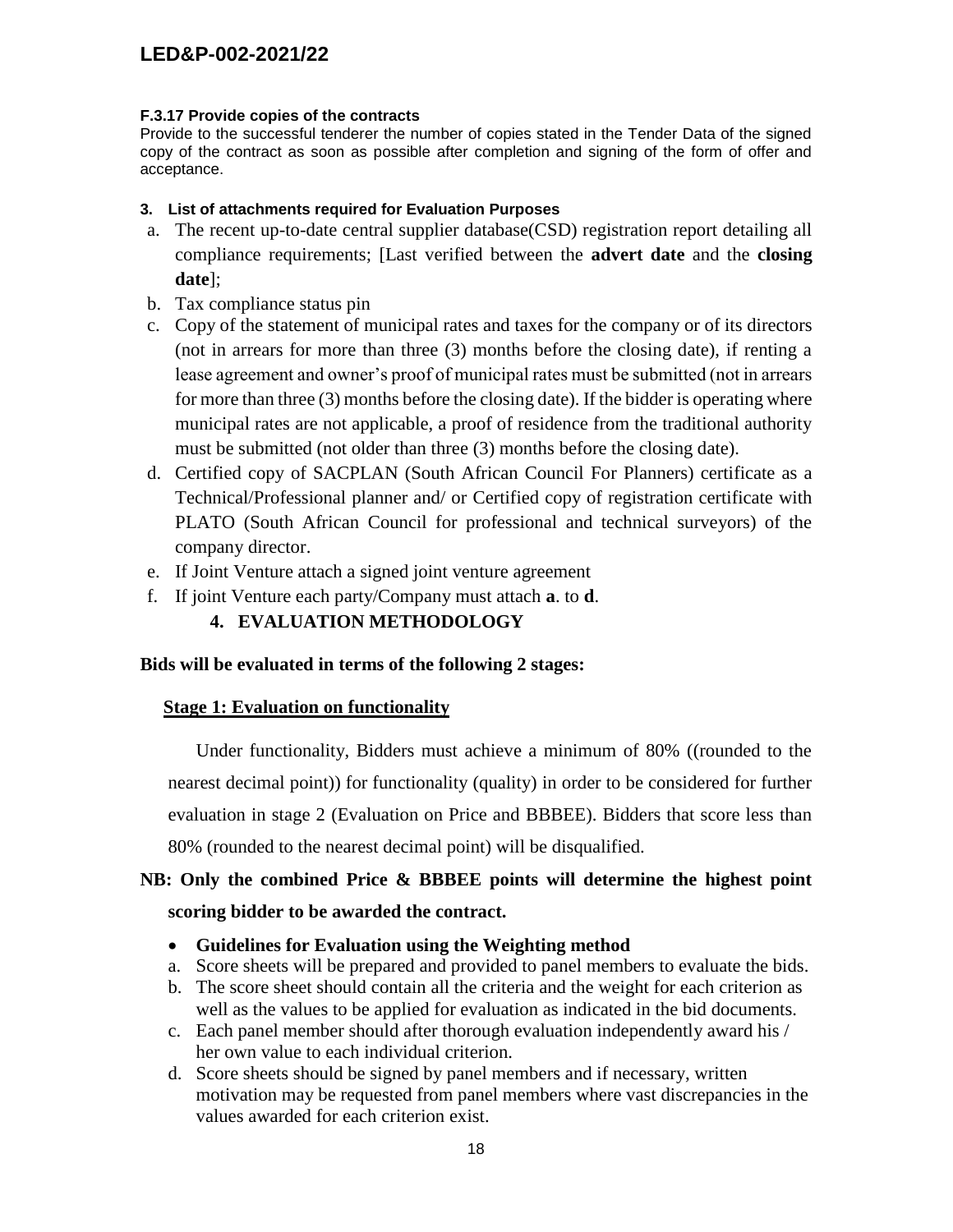#### F.3.17 Provide copies of the contracts

Provide to the successful tenderer the number of copies stated in the Tender Data of the signed copy of the contract as soon as possible after completion and signing of the form of offer and acceptance.

#### 3. List of attachments required for Evaluation Purposes

a. The recent up-to-date central supplier database(CSD) registration report detailing all compliance requirements; [Last verified between the **advert date** and the **closing date**];
b. Tax compliance status pin
c. Copy of the statement of municipal rates and taxes for the company or of its directors (not in arrears for more than three (3) months before the closing date), if renting a lease agreement and owner's proof of municipal rates must be submitted (not in arrears for more than three (3) months before the closing date). If the bidder is operating where municipal rates are not applicable, a proof of residence from the traditional authority must be submitted (not older than three (3) months before the closing date).
d. Certified copy of SACPLAN (South African Council For Planners) certificate as a Technical/Professional planner and/ or Certified copy of registration certificate with PLATO (South African Council for professional and technical surveyors) of the company director.
e. If Joint Venture attach a signed joint venture agreement
f. If joint Venture each party/Company must attach **a**. to **d**.

### 4. EVALUATION METHODOLOGY

**Bids will be evaluated in terms of the following 2 stages:**

**Stage 1: Evaluation on functionality**

Under functionality, Bidders must achieve a minimum of 80% ((rounded to the nearest decimal point)) for functionality (quality) in order to be considered for further evaluation in stage 2 (Evaluation on Price and BBBEE). Bidders that score less than 80% (rounded to the nearest decimal point) will be disqualified.

**NB: Only the combined Price & BBBEE points will determine the highest point scoring bidder to be awarded the contract.**

- **Guidelines for Evaluation using the Weighting method**

a. Score sheets will be prepared and provided to panel members to evaluate the bids.
b. The score sheet should contain all the criteria and the weight for each criterion as well as the values to be applied for evaluation as indicated in the bid documents.
c. Each panel member should after thorough evaluation independently award his / her own value to each individual criterion.
d. Score sheets should be signed by panel members and if necessary, written motivation may be requested from panel members where vast discrepancies in the values awarded for each criterion exist.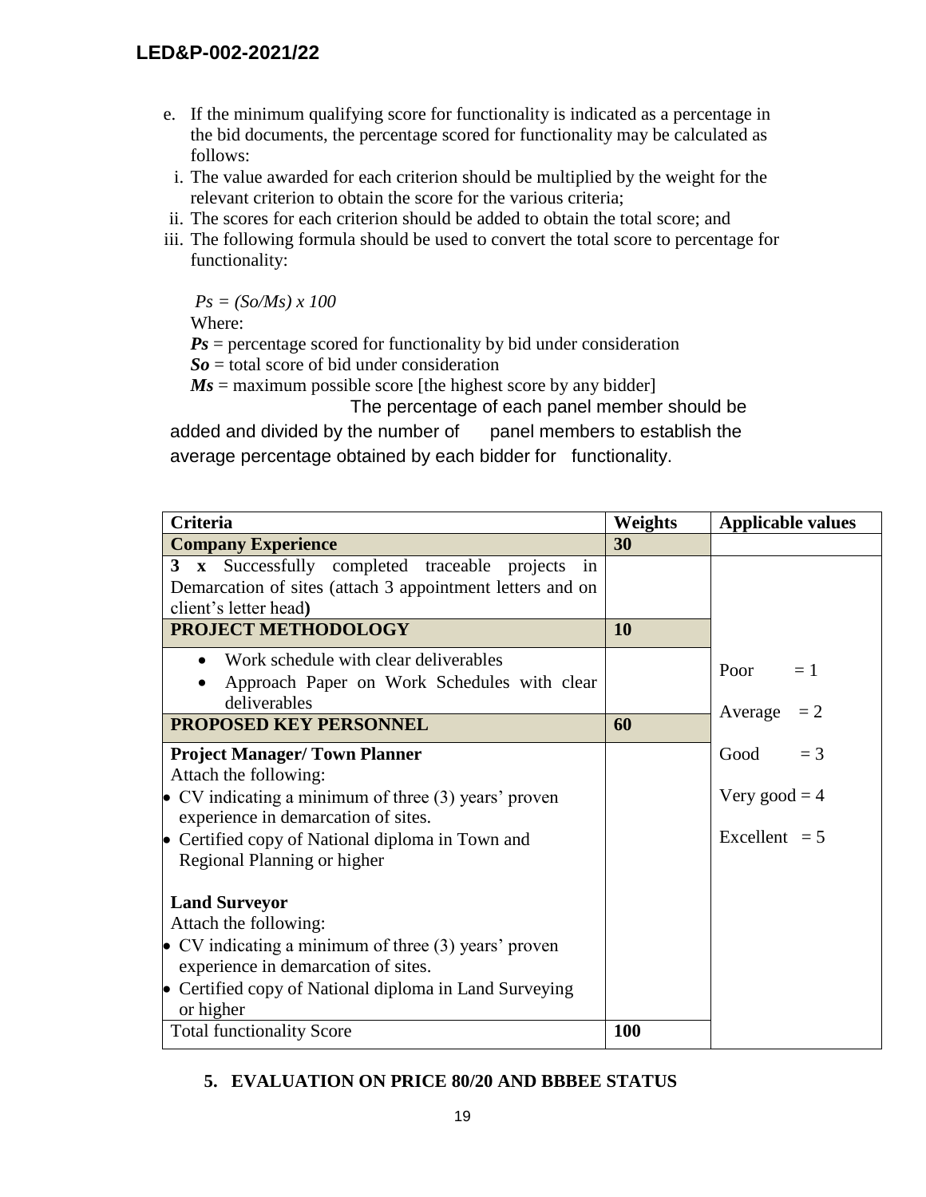e. If the minimum qualifying score for functionality is indicated as a percentage in the bid documents, the percentage scored for functionality may be calculated as follows:

i. The value awarded for each criterion should be multiplied by the weight for the relevant criterion to obtain the score for the various criteria;

ii. The scores for each criterion should be added to obtain the total score; and

iii. The following formula should be used to convert the total score to percentage for functionality:

$$Ps = (So/Ms) \times 100$$

Where:

***Ps*** = percentage scored for functionality by bid under consideration

***So*** = total score of bid under consideration

***Ms*** = maximum possible score [the highest score by any bidder]

The percentage of each panel member should be added and divided by the number of panel members to establish the average percentage obtained by each bidder for functionality.

| Criteria | Weights | Applicable values |
|---|---|---|
| **Company Experience** | **30** | |
| **3 x** Successfully completed traceable projects in Demarcation of sites (attach 3 appointment letters and on client's letter head**)** | | Poor = 1<br>Average = 2<br>Good = 3<br>Very good = 4<br>Excellent = 5 |
| **PROJECT METHODOLOGY** | **10** | |
| • Work schedule with clear deliverables<br>• Approach Paper on Work Schedules with clear deliverables | | |
| **PROPOSED KEY PERSONNEL** | **60** | |
| **Project Manager/ Town Planner**<br>Attach the following:<br>• CV indicating a minimum of three (3) years' proven experience in demarcation of sites.<br>• Certified copy of National diploma in Town and Regional Planning or higher<br><br>**Land Surveyor**<br>Attach the following:<br>• CV indicating a minimum of three (3) years' proven experience in demarcation of sites.<br>• Certified copy of National diploma in Land Surveying or higher | | |
| Total functionality Score | **100** | |

## 5. EVALUATION ON PRICE 80/20 AND BBBEE STATUS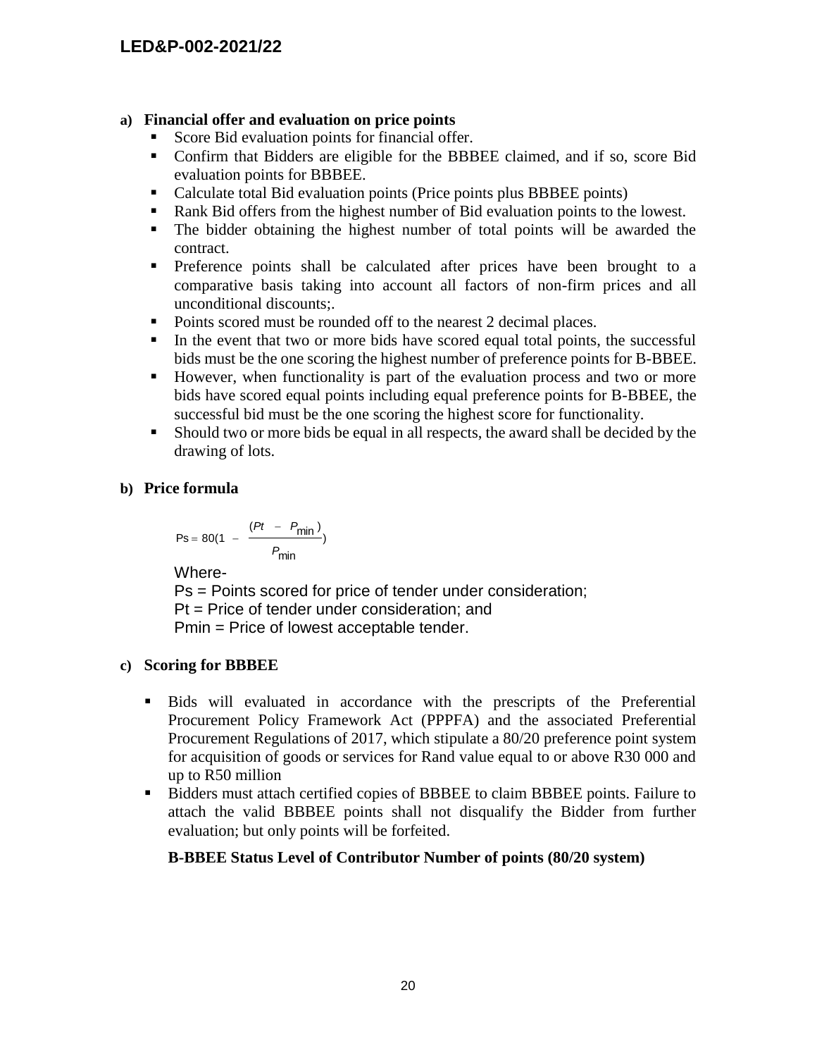**a) Financial offer and evaluation on price points**

- Score Bid evaluation points for financial offer.
- Confirm that Bidders are eligible for the BBBEE claimed, and if so, score Bid evaluation points for BBBEE.
- Calculate total Bid evaluation points (Price points plus BBBEE points)
- Rank Bid offers from the highest number of Bid evaluation points to the lowest.
- The bidder obtaining the highest number of total points will be awarded the contract.
- Preference points shall be calculated after prices have been brought to a comparative basis taking into account all factors of non-firm prices and all unconditional discounts;.
- Points scored must be rounded off to the nearest 2 decimal places.
- In the event that two or more bids have scored equal total points, the successful bids must be the one scoring the highest number of preference points for B-BBEE.
- However, when functionality is part of the evaluation process and two or more bids have scored equal points including equal preference points for B-BBEE, the successful bid must be the one scoring the highest score for functionality.
- Should two or more bids be equal in all respects, the award shall be decided by the drawing of lots.

**b) Price formula**

$$Ps = 80\left(1 - \frac{(Pt - P_{\min})}{P_{\min}}\right)$$

Where-

Ps = Points scored for price of tender under consideration;
Pt = Price of tender under consideration; and
Pmin = Price of lowest acceptable tender.

**c) Scoring for BBBEE**

- Bids will evaluated in accordance with the prescripts of the Preferential Procurement Policy Framework Act (PPPFA) and the associated Preferential Procurement Regulations of 2017, which stipulate a 80/20 preference point system for acquisition of goods or services for Rand value equal to or above R30 000 and up to R50 million
- Bidders must attach certified copies of BBBEE to claim BBBEE points. Failure to attach the valid BBBEE points shall not disqualify the Bidder from further evaluation; but only points will be forfeited.

**B-BBEE Status Level of Contributor Number of points (80/20 system)**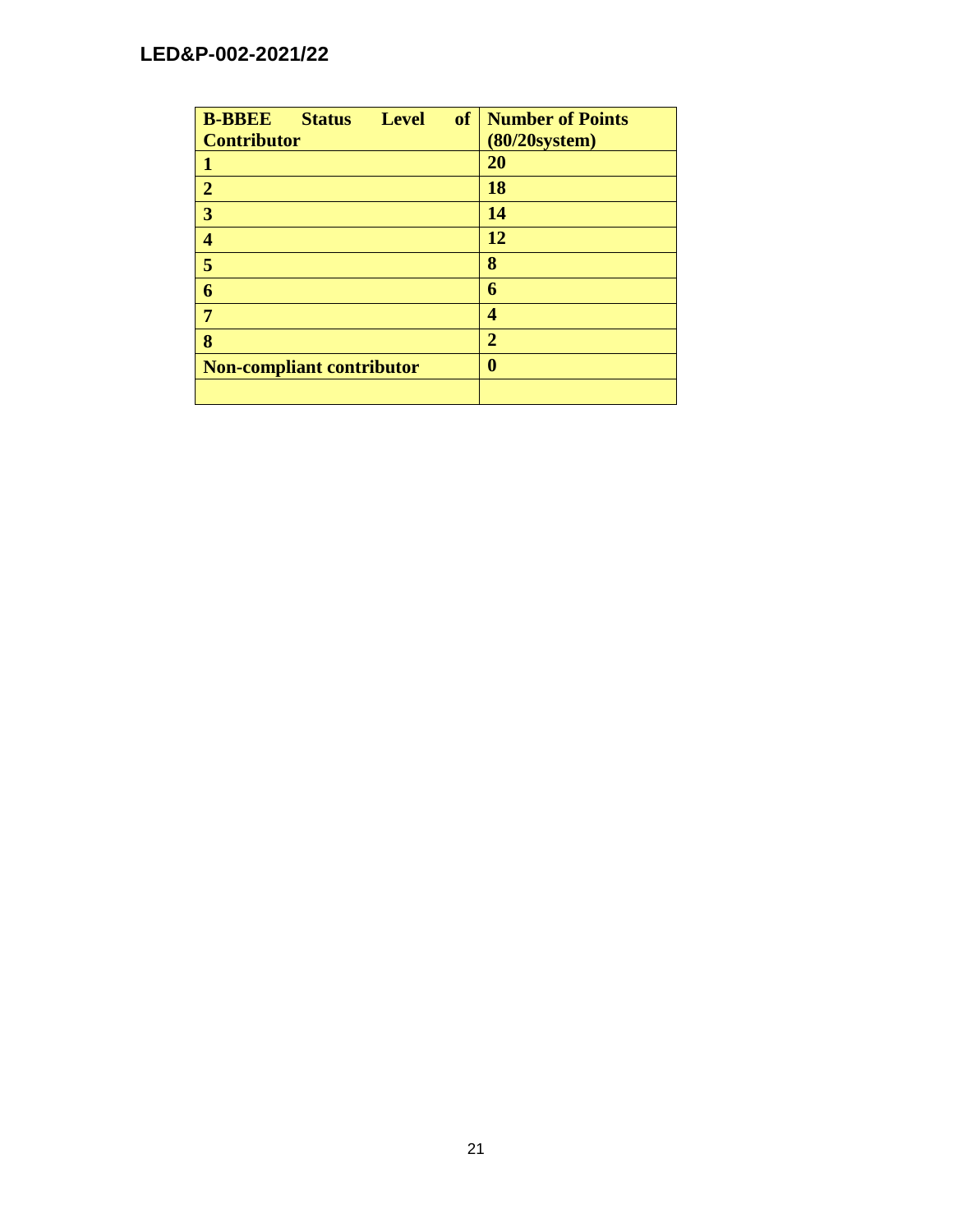| B-BBEE Status Level of Contributor | Number of Points (80/20system) |
|---|---|
| 1 | 20 |
| 2 | 18 |
| 3 | 14 |
| 4 | 12 |
| 5 | 8 |
| 6 | 6 |
| 7 | 4 |
| 8 | 2 |
| Non-compliant contributor | 0 |
| | |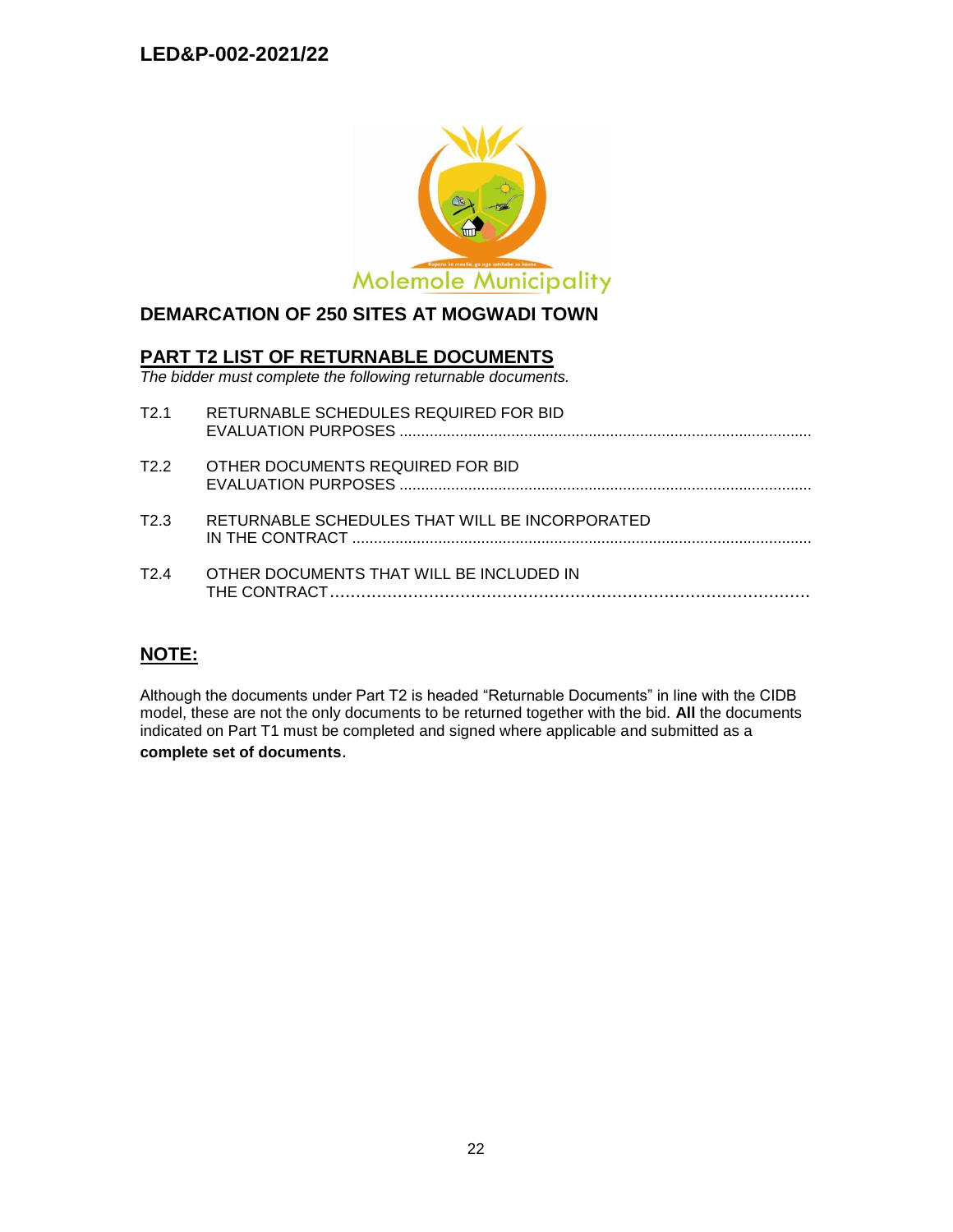DEMARCATION OF 250 SITES AT MOGWADI TOWN

## PART T2 LIST OF RETURNABLE DOCUMENTS

*The bidder must complete the following returnable documents.*

T2.1 RETURNABLE SCHEDULES REQUIRED FOR BID EVALUATION PURPOSES ................................................................................................

T2.2 OTHER DOCUMENTS REQUIRED FOR BID EVALUATION PURPOSES ................................................................................................

T2.3 RETURNABLE SCHEDULES THAT WILL BE INCORPORATED IN THE CONTRACT ...........................................................................................................

T2.4 OTHER DOCUMENTS THAT WILL BE INCLUDED IN THE CONTRACT...............................................................................................

## NOTE:

Although the documents under Part T2 is headed "Returnable Documents" in line with the CIDB model, these are not the only documents to be returned together with the bid. **All** the documents indicated on Part T1 must be completed and signed where applicable and submitted as a **complete set of documents**.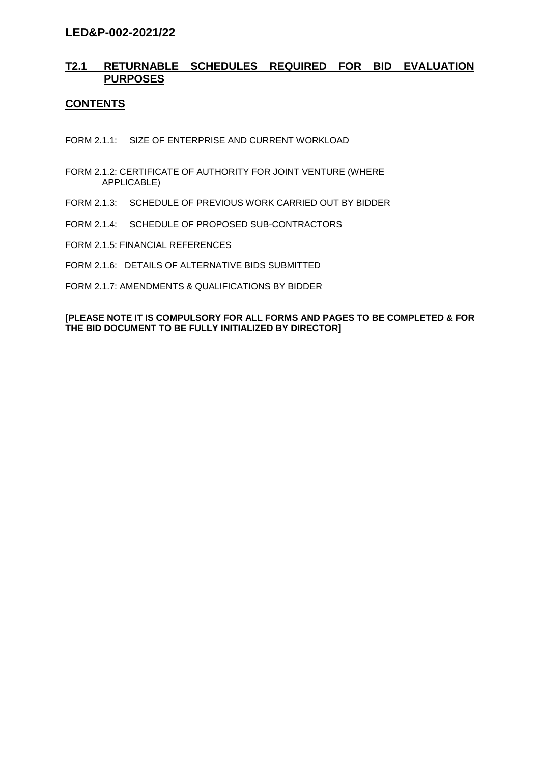**LED&P-002-2021/22**

## T2.1 RETURNABLE SCHEDULES REQUIRED FOR BID EVALUATION PURPOSES

## CONTENTS

FORM 2.1.1: SIZE OF ENTERPRISE AND CURRENT WORKLOAD

FORM 2.1.2: CERTIFICATE OF AUTHORITY FOR JOINT VENTURE (WHERE APPLICABLE)

FORM 2.1.3: SCHEDULE OF PREVIOUS WORK CARRIED OUT BY BIDDER

FORM 2.1.4: SCHEDULE OF PROPOSED SUB-CONTRACTORS

FORM 2.1.5: FINANCIAL REFERENCES

FORM 2.1.6: DETAILS OF ALTERNATIVE BIDS SUBMITTED

FORM 2.1.7: AMENDMENTS & QUALIFICATIONS BY BIDDER

**[PLEASE NOTE IT IS COMPULSORY FOR ALL FORMS AND PAGES TO BE COMPLETED & FOR THE BID DOCUMENT TO BE FULLY INITIALIZED BY DIRECTOR]**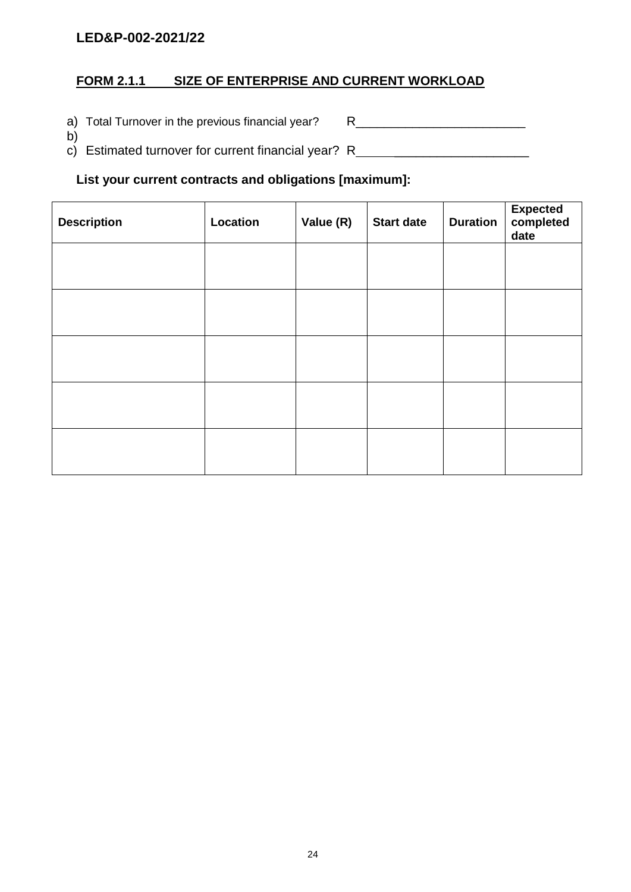LED&P-002-2021/22

## FORM 2.1.1 SIZE OF ENTERPRISE AND CURRENT WORKLOAD

a) Total Turnover in the previous financial year? R_________________________

b)

c) Estimated turnover for current financial year? R_________________________

**List your current contracts and obligations [maximum]:**

| Description | Location | Value (R) | Start date | Duration | Expected completed date |
|---|---|---|---|---|---|
| | | | | | |
| | | | | | |
| | | | | | |
| | | | | | |
| | | | | | |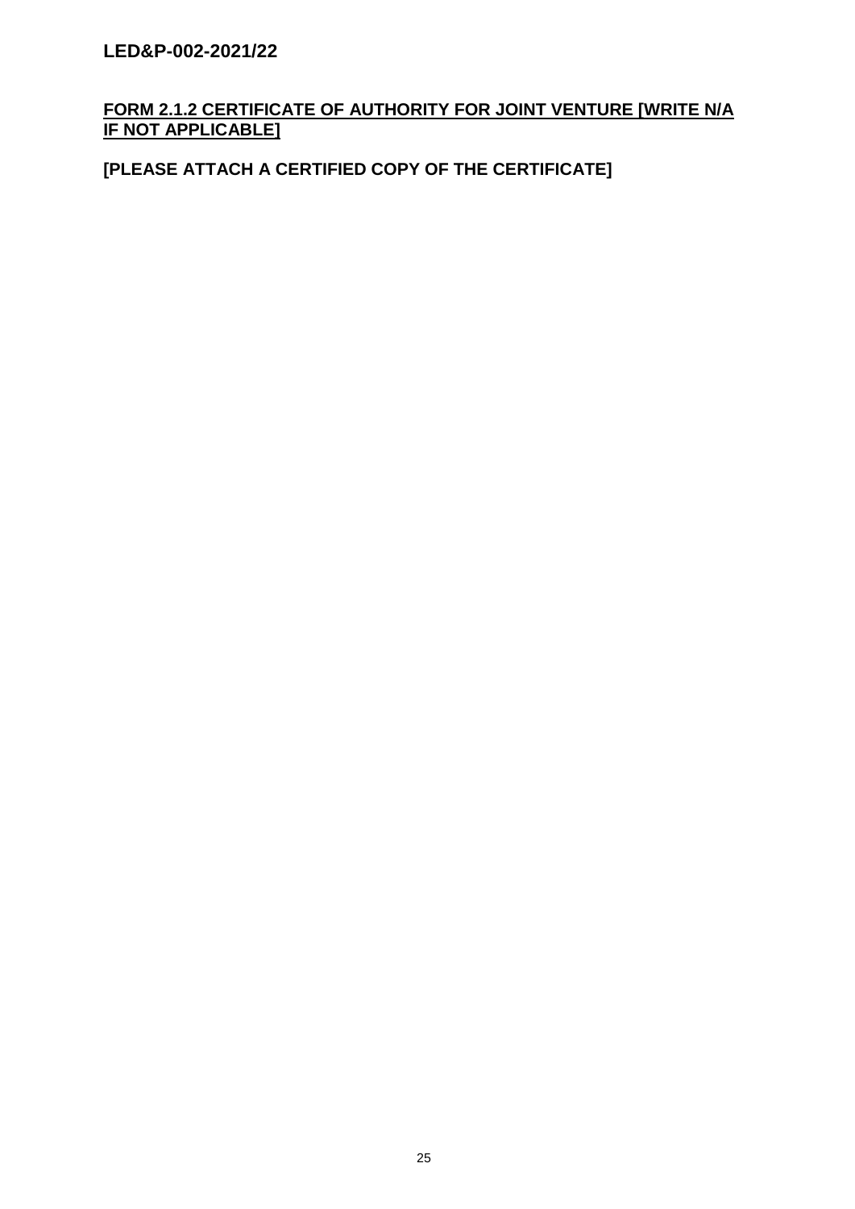## FORM 2.1.2 CERTIFICATE OF AUTHORITY FOR JOINT VENTURE [WRITE N/A IF NOT APPLICABLE]

**[PLEASE ATTACH A CERTIFIED COPY OF THE CERTIFICATE]**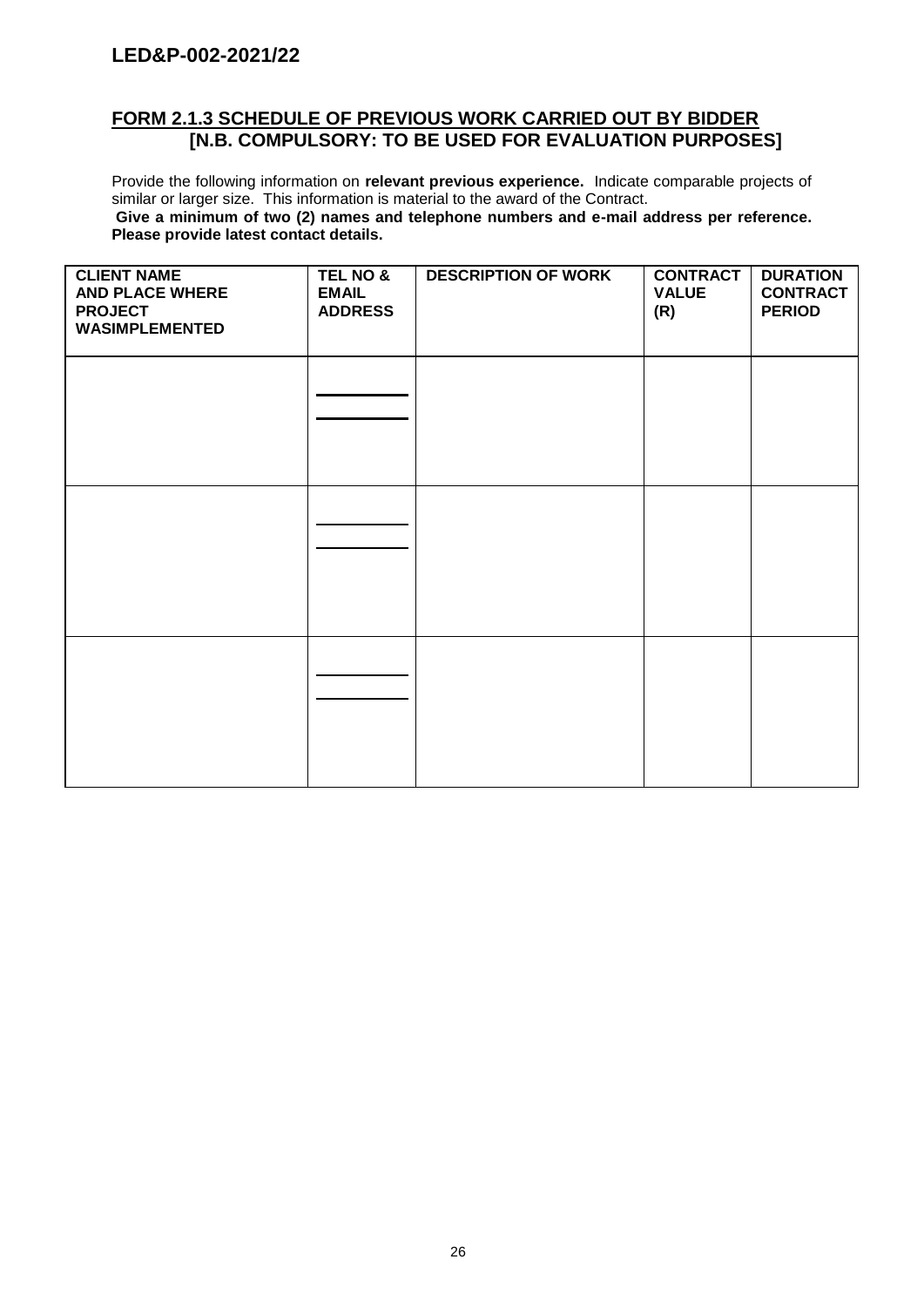## FORM 2.1.3 SCHEDULE OF PREVIOUS WORK CARRIED OUT BY BIDDER [N.B. COMPULSORY: TO BE USED FOR EVALUATION PURPOSES]

Provide the following information on **relevant previous experience.** Indicate comparable projects of similar or larger size. This information is material to the award of the Contract.
**Give a minimum of two (2) names and telephone numbers and e-mail address per reference. Please provide latest contact details.**

| CLIENT NAME AND PLACE WHERE PROJECT WASIMPLEMENTED | TEL NO & EMAIL ADDRESS | DESCRIPTION OF WORK | CONTRACT VALUE (R) | DURATION CONTRACT PERIOD |
|---|---|---|---|---|
| | | | | |
| | | | | |
| | | | | |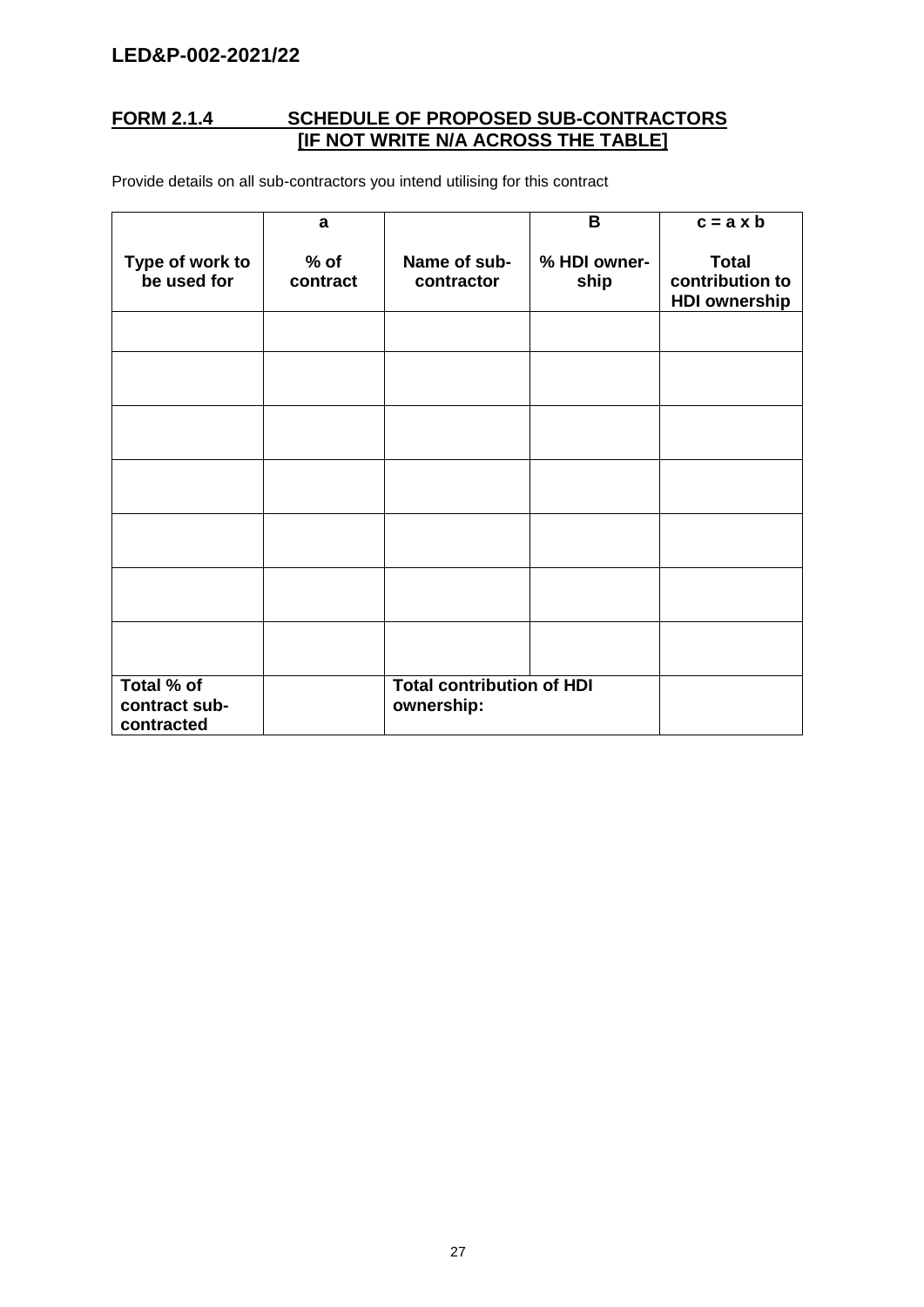## FORM 2.1.4 SCHEDULE OF PROPOSED SUB-CONTRACTORS [IF NOT WRITE N/A ACROSS THE TABLE]

Provide details on all sub-contractors you intend utilising for this contract

| | a | | B | c = a x b |
|---|---|---|---|---|
| **Type of work to be used for** | **% of contract** | **Name of sub-contractor** | **% HDI owner-ship** | **Total contribution to HDI ownership** |
| | | | | |
| | | | | |
| | | | | |
| | | | | |
| | | | | |
| | | | | |
| | | | | |
| **Total % of contract sub-contracted** | | **Total contribution of HDI ownership:** | | |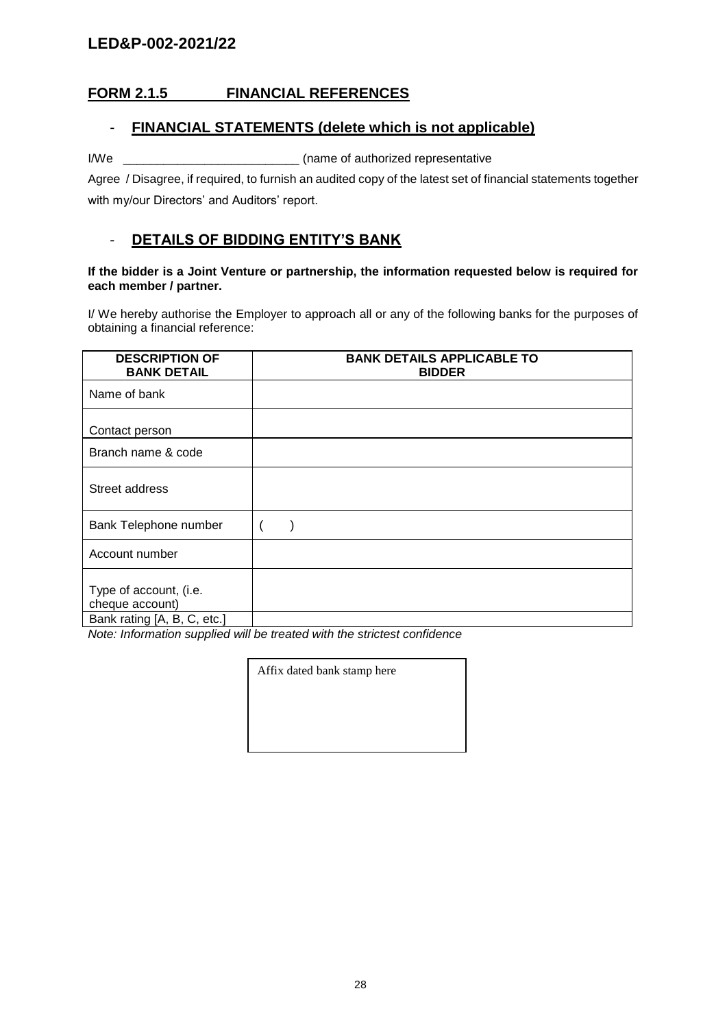LED&P-002-2021/22

## FORM 2.1.5 FINANCIAL REFERENCES

### - FINANCIAL STATEMENTS (delete which is not applicable)

I/We \_\_\_\_\_\_\_\_\_\_\_\_\_\_\_\_\_\_\_\_\_\_\_\_\_\_\_ (name of authorized representative

Agree / Disagree, if required, to furnish an audited copy of the latest set of financial statements together with my/our Directors' and Auditors' report.

### - DETAILS OF BIDDING ENTITY'S BANK

**If the bidder is a Joint Venture or partnership, the information requested below is required for each member / partner.**

I/ We hereby authorise the Employer to approach all or any of the following banks for the purposes of obtaining a financial reference:

| DESCRIPTION OF BANK DETAIL | BANK DETAILS APPLICABLE TO BIDDER |
|---|---|
| Name of bank | |
| Contact person | |
| Branch name & code | |
| Street address | |
| Bank Telephone number | (   ) |
| Account number | |
| Type of account, (i.e. cheque account) | |
| Bank rating [A, B, C, etc.] | |

*Note: Information supplied will be treated with the strictest confidence*

| Affix dated bank stamp here |
|---|
| |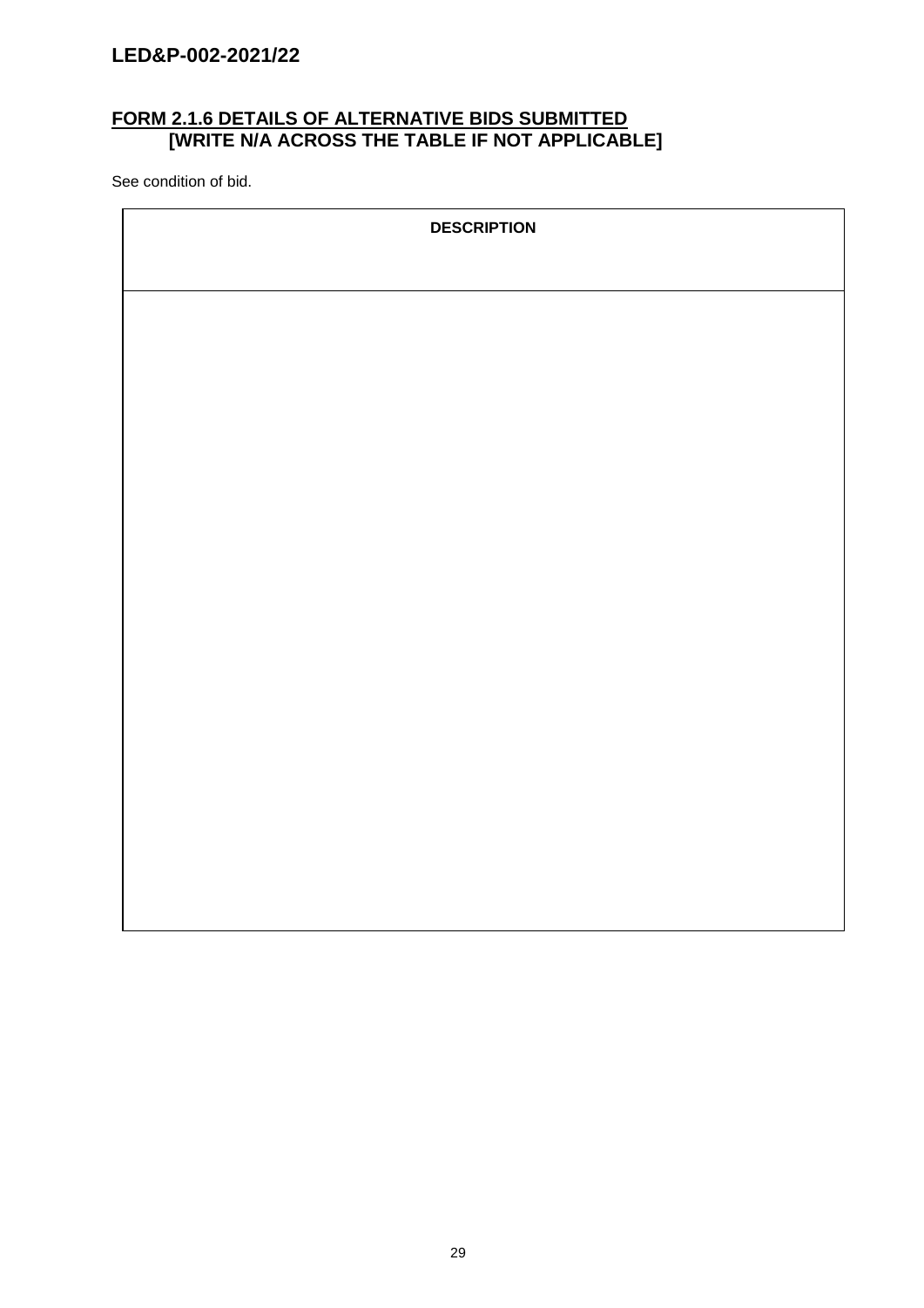## FORM 2.1.6 DETAILS OF ALTERNATIVE BIDS SUBMITTED [WRITE N/A ACROSS THE TABLE IF NOT APPLICABLE]

See condition of bid.

| DESCRIPTION |
| --- |
| |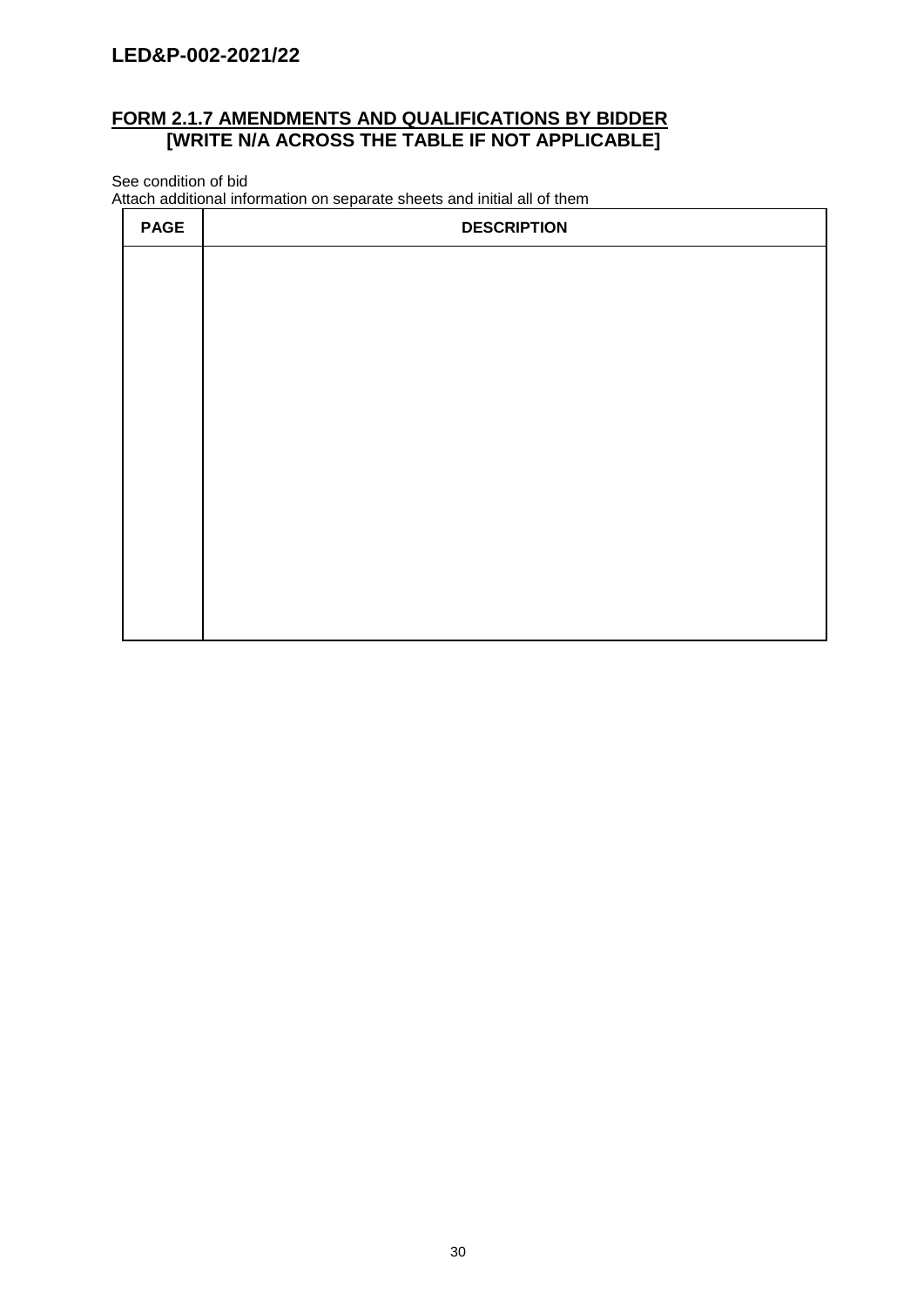## FORM 2.1.7 AMENDMENTS AND QUALIFICATIONS BY BIDDER
## [WRITE N/A ACROSS THE TABLE IF NOT APPLICABLE]

See condition of bid
Attach additional information on separate sheets and initial all of them

| PAGE | DESCRIPTION |
|---|---|
| | |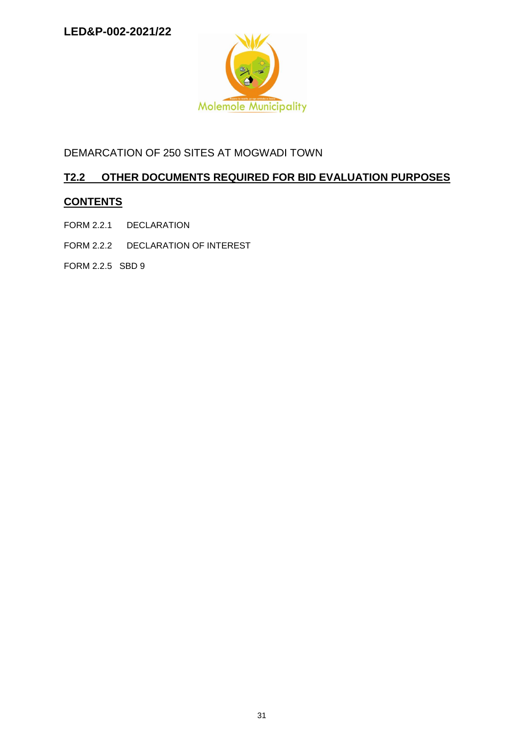LED&P-002-2021/22

Molemole Municipality

DEMARCATION OF 250 SITES AT MOGWADI TOWN

## T2.2 OTHER DOCUMENTS REQUIRED FOR BID EVALUATION PURPOSES

## CONTENTS

FORM 2.2.1 DECLARATION

FORM 2.2.2 DECLARATION OF INTEREST

FORM 2.2.5 SBD 9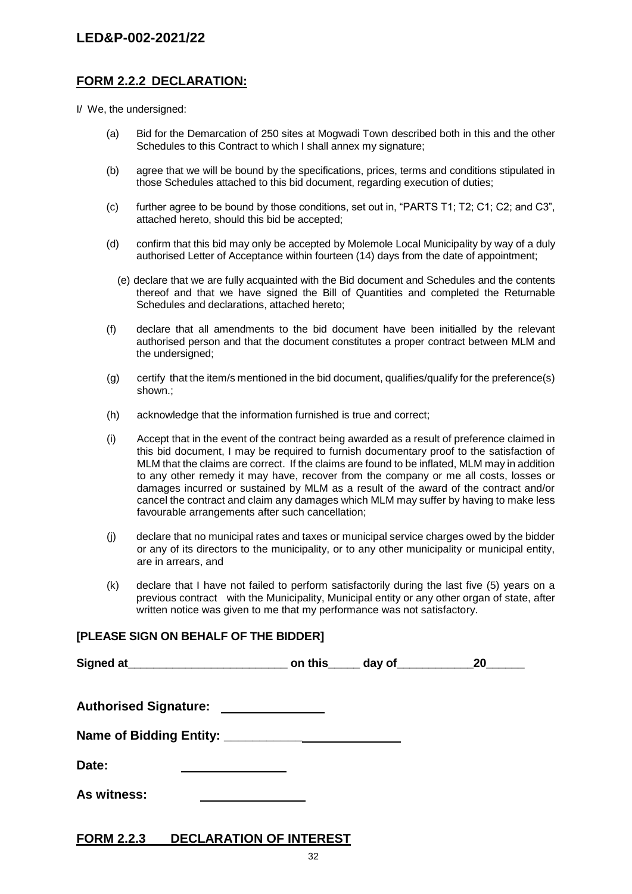## FORM 2.2.2 DECLARATION:

I/ We, the undersigned:

(a) Bid for the Demarcation of 250 sites at Mogwadi Town described both in this and the other Schedules to this Contract to which I shall annex my signature;

(b) agree that we will be bound by the specifications, prices, terms and conditions stipulated in those Schedules attached to this bid document, regarding execution of duties;

(c) further agree to be bound by those conditions, set out in, "PARTS T1; T2; C1; C2; and C3", attached hereto, should this bid be accepted;

(d) confirm that this bid may only be accepted by Molemole Local Municipality by way of a duly authorised Letter of Acceptance within fourteen (14) days from the date of appointment;

(e) declare that we are fully acquainted with the Bid document and Schedules and the contents thereof and that we have signed the Bill of Quantities and completed the Returnable Schedules and declarations, attached hereto;

(f) declare that all amendments to the bid document have been initialled by the relevant authorised person and that the document constitutes a proper contract between MLM and the undersigned;

(g) certify that the item/s mentioned in the bid document, qualifies/qualify for the preference(s) shown.;

(h) acknowledge that the information furnished is true and correct;

(i) Accept that in the event of the contract being awarded as a result of preference claimed in this bid document, I may be required to furnish documentary proof to the satisfaction of MLM that the claims are correct. If the claims are found to be inflated, MLM may in addition to any other remedy it may have, recover from the company or me all costs, losses or damages incurred or sustained by MLM as a result of the award of the contract and/or cancel the contract and claim any damages which MLM may suffer by having to make less favourable arrangements after such cancellation;

(j) declare that no municipal rates and taxes or municipal service charges owed by the bidder or any of its directors to the municipality, or to any other municipality or municipal entity, are in arrears, and

(k) declare that I have not failed to perform satisfactorily during the last five (5) years on a previous contract with the Municipality, Municipal entity or any other organ of state, after written notice was given to me that my performance was not satisfactory.

**[PLEASE SIGN ON BEHALF OF THE BIDDER]**

**Signed at________________________ on this_____ day of___________20_____**

**Authorised Signature:** _______________

**Name of Bidding Entity:** ___________________________

**Date:** _______________

**As witness:** _______________

## FORM 2.2.3 DECLARATION OF INTEREST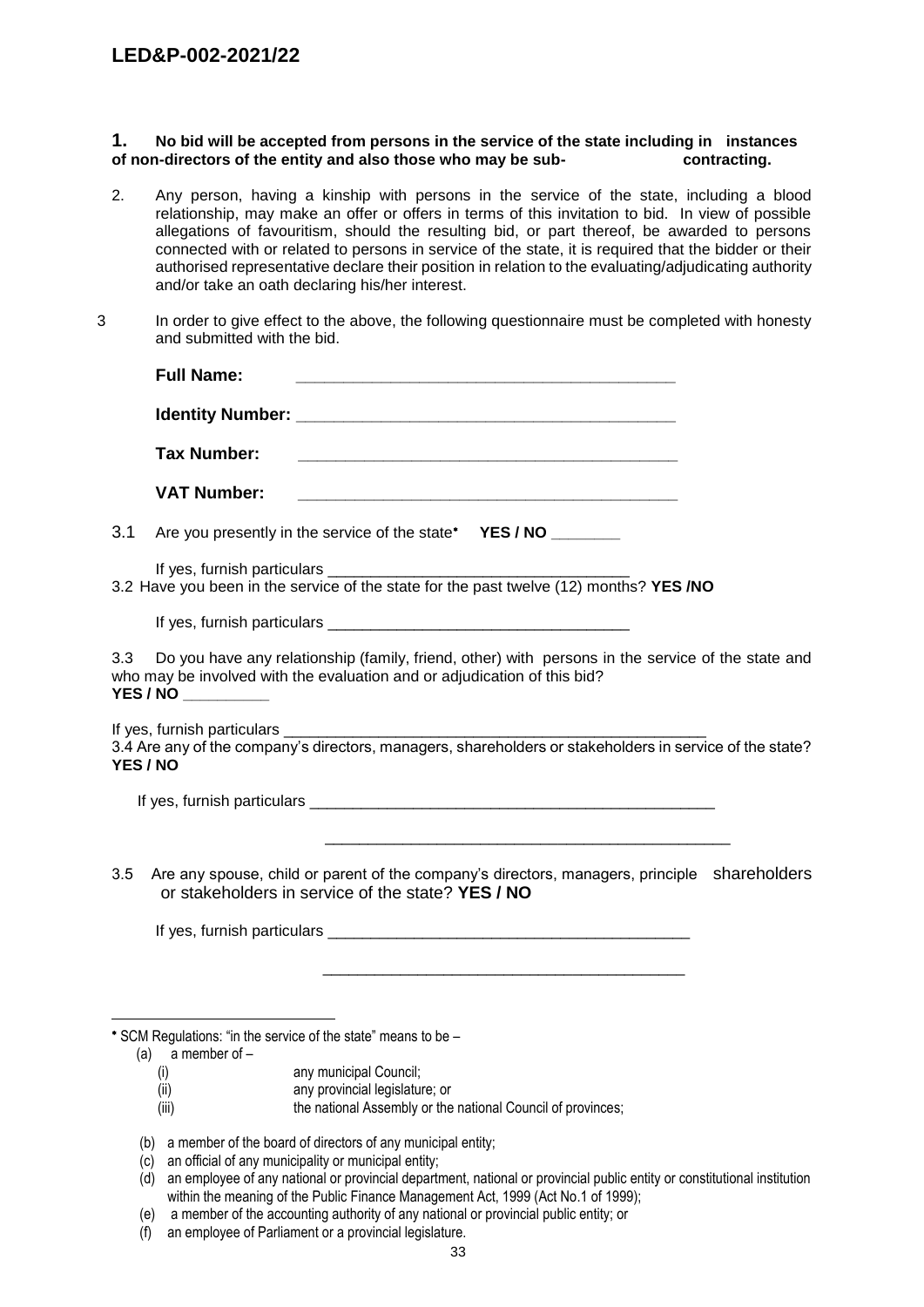**1. No bid will be accepted from persons in the service of the state including in instances of non-directors of the entity and also those who may be sub- contracting.**

2. Any person, having a kinship with persons in the service of the state, including a blood relationship, may make an offer or offers in terms of this invitation to bid. In view of possible allegations of favouritism, should the resulting bid, or part thereof, be awarded to persons connected with or related to persons in service of the state, it is required that the bidder or their authorised representative declare their position in relation to the evaluating/adjudicating authority and/or take an oath declaring his/her interest.

3 In order to give effect to the above, the following questionnaire must be completed with honesty and submitted with the bid.

**Full Name:** ___________________________________________

**Identity Number:** ___________________________________________

**Tax Number:** ___________________________________________

**VAT Number:** ___________________________________________

3.1 Are you presently in the service of the state* **YES / NO ________**

If yes, furnish particulars ___________________________________

3.2 Have you been in the service of the state for the past twelve (12) months? **YES /NO**

If yes, furnish particulars ___________________________________

3.3 Do you have any relationship (family, friend, other) with persons in the service of the state and who may be involved with the evaluation and or adjudication of this bid?
**YES / NO __________**

If yes, furnish particulars ___________________________________________________

3.4 Are any of the company's directors, managers, shareholders or stakeholders in service of the state? **YES / NO**

If yes, furnish particulars _________________________________________________

_______________________________________________

3.5 Are any spouse, child or parent of the company's directors, managers, principle shareholders or stakeholders in service of the state? **YES / NO**

If yes, furnish particulars __________________________________________

__________________________________________

---

* SCM Regulations: "in the service of the state" means to be –

(a) a member of –
  - (i) any municipal Council;
  - (ii) any provincial legislature; or
  - (iii) the national Assembly or the national Council of provinces;

(b) a member of the board of directors of any municipal entity;

(c) an official of any municipality or municipal entity;

(d) an employee of any national or provincial department, national or provincial public entity or constitutional institution within the meaning of the Public Finance Management Act, 1999 (Act No.1 of 1999);

(e) a member of the accounting authority of any national or provincial public entity; or

(f) an employee of Parliament or a provincial legislature.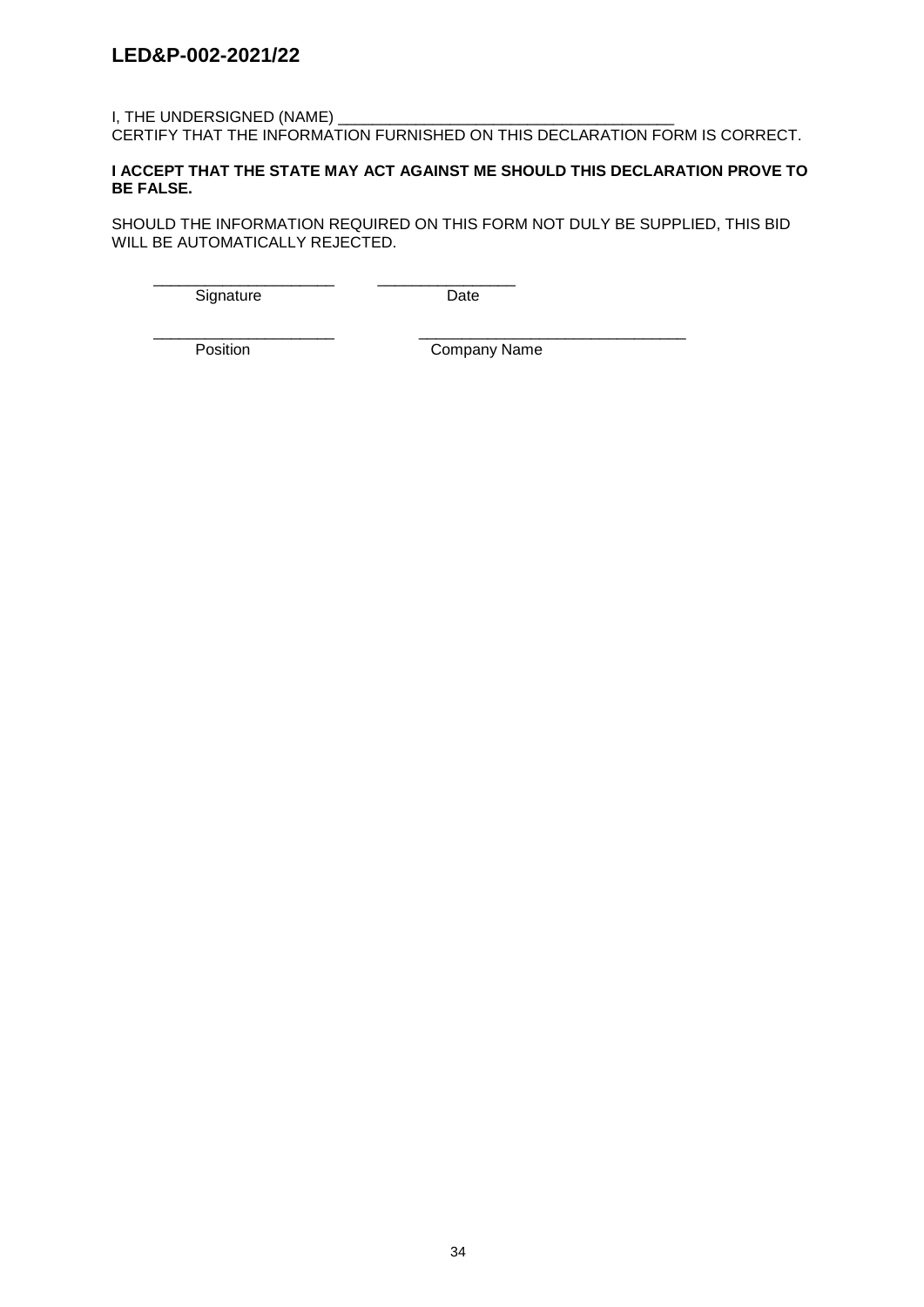I, THE UNDERSIGNED (NAME) _______________________________________
CERTIFY THAT THE INFORMATION FURNISHED ON THIS DECLARATION FORM IS CORRECT.

**I ACCEPT THAT THE STATE MAY ACT AGAINST ME SHOULD THIS DECLARATION PROVE TO BE FALSE.**

SHOULD THE INFORMATION REQUIRED ON THIS FORM NOT DULY BE SUPPLIED, THIS BID WILL BE AUTOMATICALLY REJECTED.

_____________________ ________________
Signature Date

_____________________ ________________________________
Position Company Name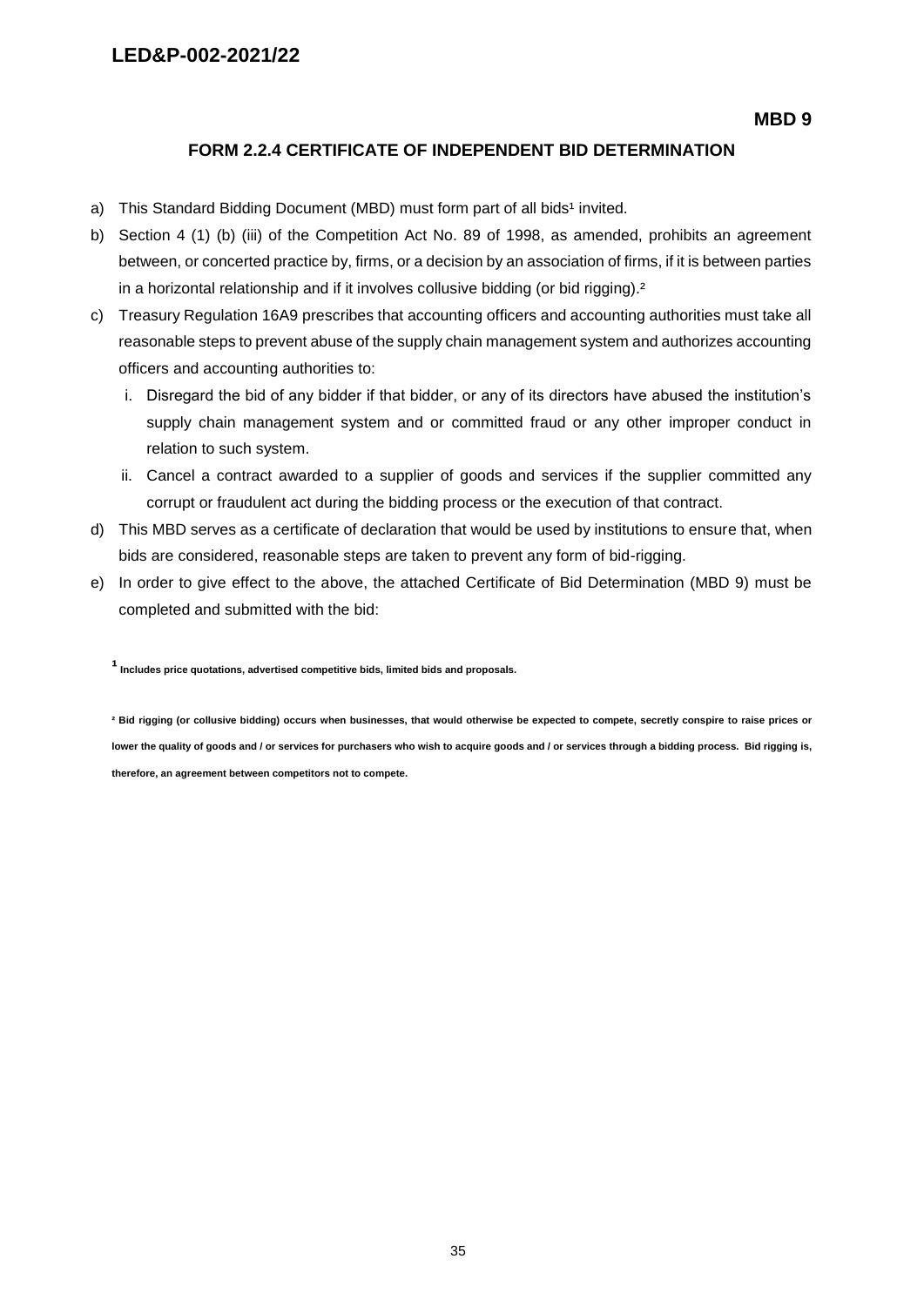**MBD 9**

## FORM 2.2.4 CERTIFICATE OF INDEPENDENT BID DETERMINATION

a) This Standard Bidding Document (MBD) must form part of all bids[1] invited.

b) Section 4 (1) (b) (iii) of the Competition Act No. 89 of 1998, as amended, prohibits an agreement between, or concerted practice by, firms, or a decision by an association of firms, if it is between parties in a horizontal relationship and if it involves collusive bidding (or bid rigging).[2]

c) Treasury Regulation 16A9 prescribes that accounting officers and accounting authorities must take all reasonable steps to prevent abuse of the supply chain management system and authorizes accounting officers and accounting authorities to:

   i. Disregard the bid of any bidder if that bidder, or any of its directors have abused the institution's supply chain management system and or committed fraud or any other improper conduct in relation to such system.

   ii. Cancel a contract awarded to a supplier of goods and services if the supplier committed any corrupt or fraudulent act during the bidding process or the execution of that contract.

d) This MBD serves as a certificate of declaration that would be used by institutions to ensure that, when bids are considered, reasonable steps are taken to prevent any form of bid-rigging.

e) In order to give effect to the above, the attached Certificate of Bid Determination (MBD 9) must be completed and submitted with the bid:

[1] **Includes price quotations, advertised competitive bids, limited bids and proposals.**

[2] **Bid rigging (or collusive bidding) occurs when businesses, that would otherwise be expected to compete, secretly conspire to raise prices or lower the quality of goods and / or services for purchasers who wish to acquire goods and / or services through a bidding process. Bid rigging is, therefore, an agreement between competitors not to compete.**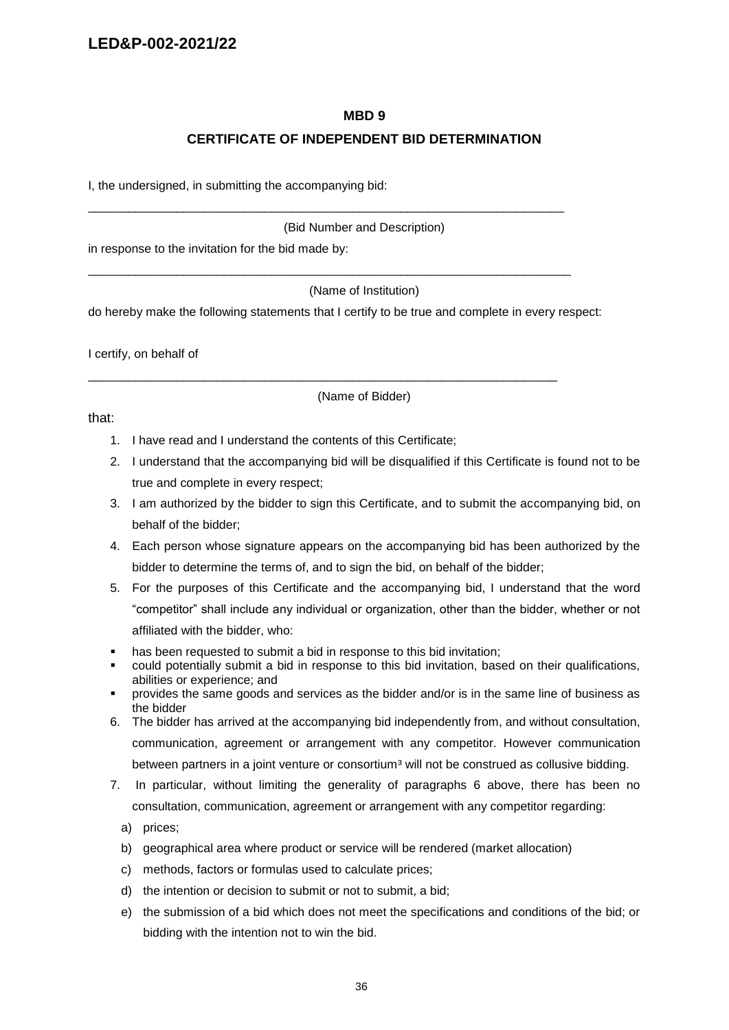**MBD 9**

**CERTIFICATE OF INDEPENDENT BID DETERMINATION**

I, the undersigned, in submitting the accompanying bid:

\_\_\_\_\_\_\_\_\_\_\_\_\_\_\_\_\_\_\_\_\_\_\_\_\_\_\_\_\_\_\_\_\_\_\_\_\_\_\_\_\_\_\_\_\_\_\_\_\_\_\_\_\_\_\_\_\_\_\_\_\_\_\_\_\_\_

(Bid Number and Description)

in response to the invitation for the bid made by:

\_\_\_\_\_\_\_\_\_\_\_\_\_\_\_\_\_\_\_\_\_\_\_\_\_\_\_\_\_\_\_\_\_\_\_\_\_\_\_\_\_\_\_\_\_\_\_\_\_\_\_\_\_\_\_\_\_\_\_\_\_\_\_\_\_\_

(Name of Institution)

do hereby make the following statements that I certify to be true and complete in every respect:

I certify, on behalf of

\_\_\_\_\_\_\_\_\_\_\_\_\_\_\_\_\_\_\_\_\_\_\_\_\_\_\_\_\_\_\_\_\_\_\_\_\_\_\_\_\_\_\_\_\_\_\_\_\_\_\_\_\_\_\_\_\_\_\_\_\_\_\_\_\_\_

(Name of Bidder)

that:

1. I have read and I understand the contents of this Certificate;
2. I understand that the accompanying bid will be disqualified if this Certificate is found not to be true and complete in every respect;
3. I am authorized by the bidder to sign this Certificate, and to submit the accompanying bid, on behalf of the bidder;
4. Each person whose signature appears on the accompanying bid has been authorized by the bidder to determine the terms of, and to sign the bid, on behalf of the bidder;
5. For the purposes of this Certificate and the accompanying bid, I understand that the word "competitor" shall include any individual or organization, other than the bidder, whether or not affiliated with the bidder, who:
   - has been requested to submit a bid in response to this bid invitation;
   - could potentially submit a bid in response to this bid invitation, based on their qualifications, abilities or experience; and
   - provides the same goods and services as the bidder and/or is in the same line of business as the bidder
6. The bidder has arrived at the accompanying bid independently from, and without consultation, communication, agreement or arrangement with any competitor. However communication between partners in a joint venture or consortium[3] will not be construed as collusive bidding.
7. In particular, without limiting the generality of paragraphs 6 above, there has been no consultation, communication, agreement or arrangement with any competitor regarding:
   a) prices;
   b) geographical area where product or service will be rendered (market allocation)
   c) methods, factors or formulas used to calculate prices;
   d) the intention or decision to submit or not to submit, a bid;
   e) the submission of a bid which does not meet the specifications and conditions of the bid; or bidding with the intention not to win the bid.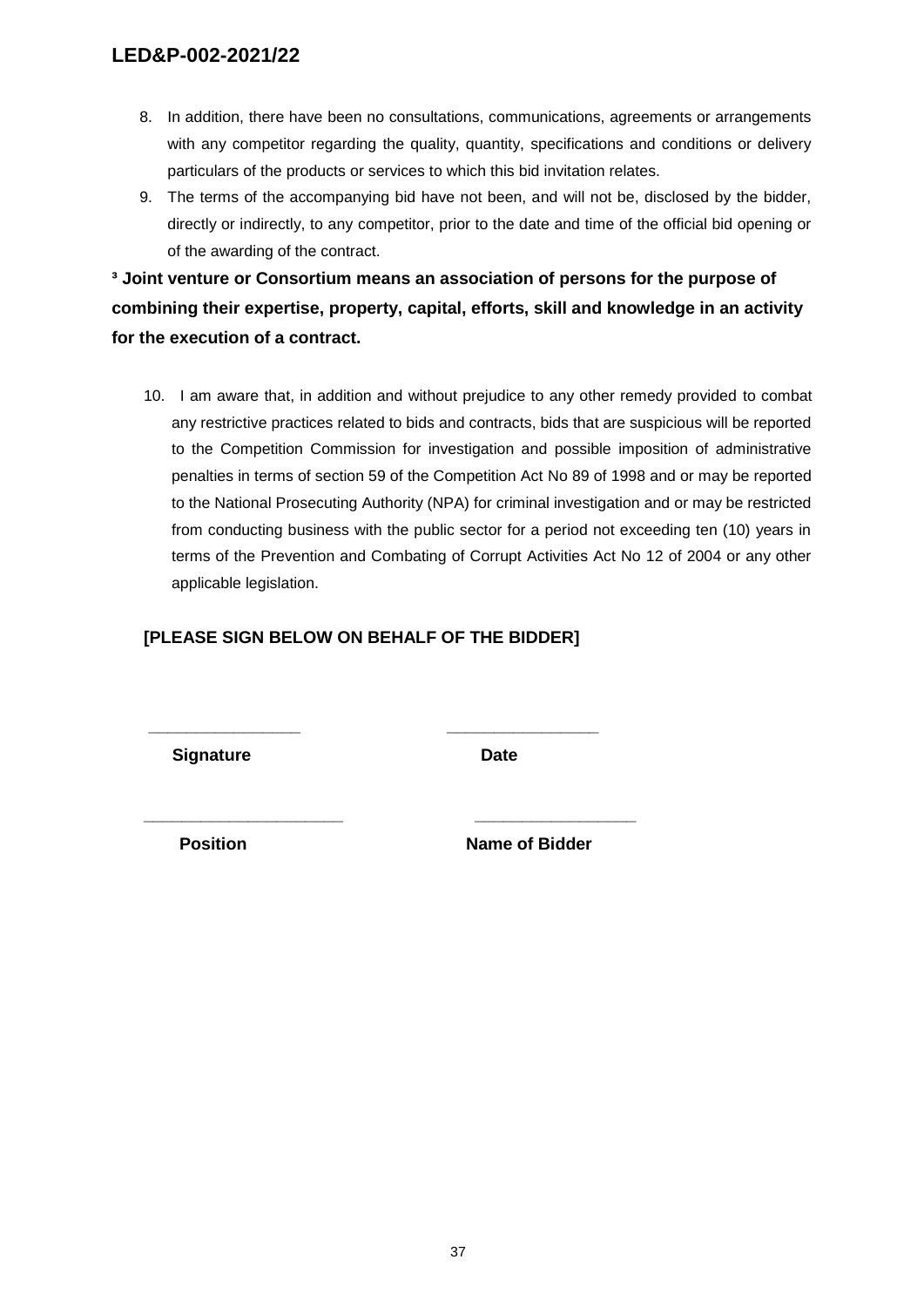8. In addition, there have been no consultations, communications, agreements or arrangements with any competitor regarding the quality, quantity, specifications and conditions or delivery particulars of the products or services to which this bid invitation relates.
9. The terms of the accompanying bid have not been, and will not be, disclosed by the bidder, directly or indirectly, to any competitor, prior to the date and time of the official bid opening or of the awarding of the contract.

**[3] Joint venture or Consortium means an association of persons for the purpose of combining their expertise, property, capital, efforts, skill and knowledge in an activity for the execution of a contract.**

10. I am aware that, in addition and without prejudice to any other remedy provided to combat any restrictive practices related to bids and contracts, bids that are suspicious will be reported to the Competition Commission for investigation and possible imposition of administrative penalties in terms of section 59 of the Competition Act No 89 of 1998 and or may be reported to the National Prosecuting Authority (NPA) for criminal investigation and or may be restricted from conducting business with the public sector for a period not exceeding ten (10) years in terms of the Prevention and Combating of Corrupt Activities Act No 12 of 2004 or any other applicable legislation.

**[PLEASE SIGN BELOW ON BEHALF OF THE BIDDER]**

\_\_\_\_\_\_\_\_\_\_\_\_\_\_\_\_ &nbsp;&nbsp;&nbsp;&nbsp; \_\_\_\_\_\_\_\_\_\_\_\_\_\_\_\_

**Signature** &nbsp;&nbsp;&nbsp;&nbsp; **Date**

\_\_\_\_\_\_\_\_\_\_\_\_\_\_\_\_\_\_\_\_ &nbsp;&nbsp;&nbsp;&nbsp; \_\_\_\_\_\_\_\_\_\_\_\_\_\_\_\_

**Position** &nbsp;&nbsp;&nbsp;&nbsp; **Name of Bidder**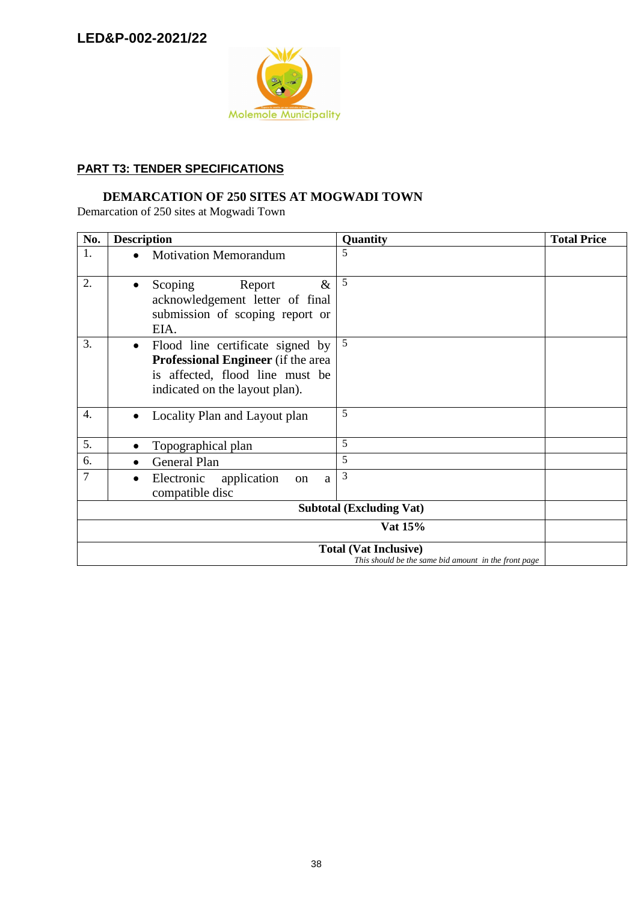LED&P-002-2021/22

Molemole Municipality

## PART T3: TENDER SPECIFICATIONS

### DEMARCATION OF 250 SITES AT MOGWADI TOWN

Demarcation of 250 sites at Mogwadi Town

| No. | Description | Quantity | Total Price |
|---|---|---|---|
| 1. | • Motivation Memorandum | 5 | |
| 2. | • Scoping Report & acknowledgement letter of final submission of scoping report or EIA. | 5 | |
| 3. | • Flood line certificate signed by **Professional Engineer** (if the area is affected, flood line must be indicated on the layout plan). | 5 | |
| 4. | • Locality Plan and Layout plan | 5 | |
| 5. | • Topographical plan | 5 | |
| 6. | • General Plan | 5 | |
| 7 | • Electronic application on a compatible disc | 3 | |
| | **Subtotal (Excluding Vat)** | | |
| | **Vat 15%** | | |
| | **Total (Vat Inclusive)** *This should be the same bid amount in the front page* | | |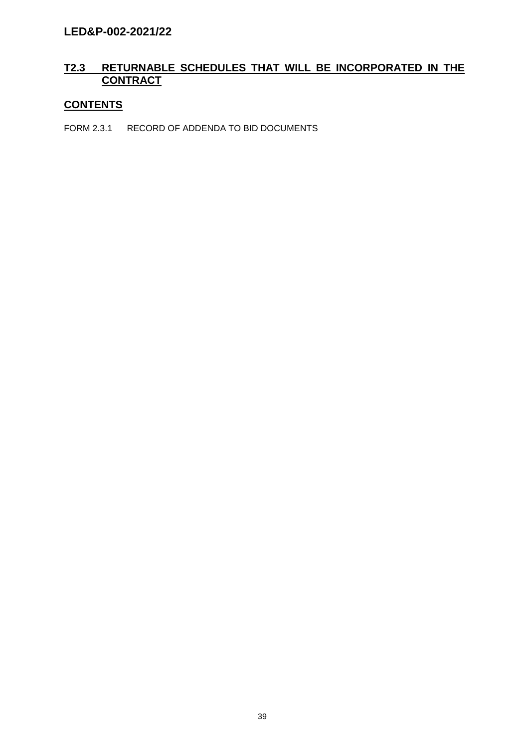## T2.3 RETURNABLE SCHEDULES THAT WILL BE INCORPORATED IN THE CONTRACT

## CONTENTS

FORM 2.3.1 RECORD OF ADDENDA TO BID DOCUMENTS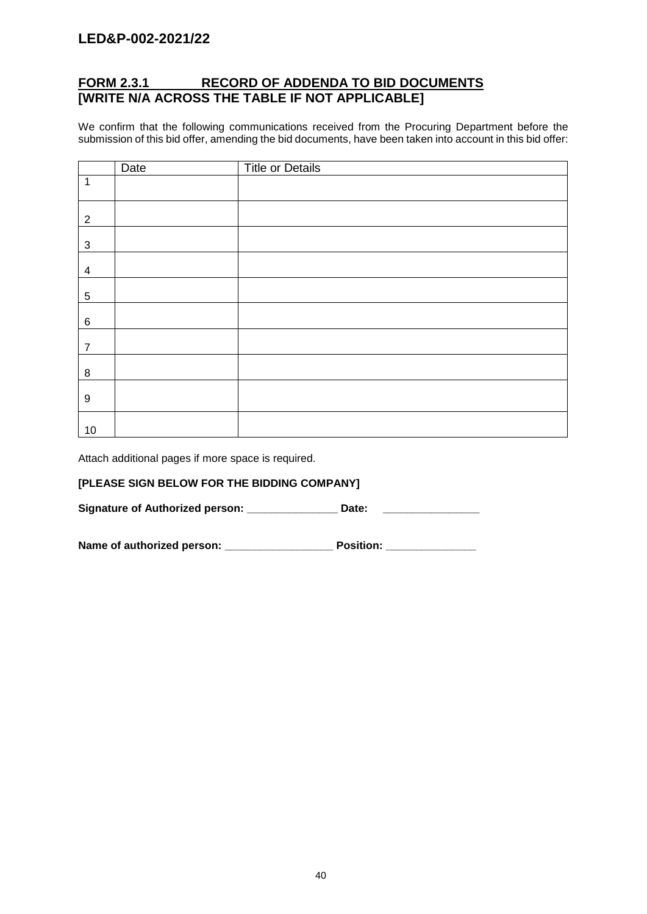LED&P-002-2021/22

## FORM 2.3.1 RECORD OF ADDENDA TO BID DOCUMENTS [WRITE N/A ACROSS THE TABLE IF NOT APPLICABLE]

We confirm that the following communications received from the Procuring Department before the submission of this bid offer, amending the bid documents, have been taken into account in this bid offer:

| | Date | Title or Details |
|---|---|---|
| 1 | | |
| 2 | | |
| 3 | | |
| 4 | | |
| 5 | | |
| 6 | | |
| 7 | | |
| 8 | | |
| 9 | | |
| 10 | | |

Attach additional pages if more space is required.

**[PLEASE SIGN BELOW FOR THE BIDDING COMPANY]**

**Signature of Authorized person: _______________ Date: ________________**

**Name of authorized person: __________________ Position: _______________**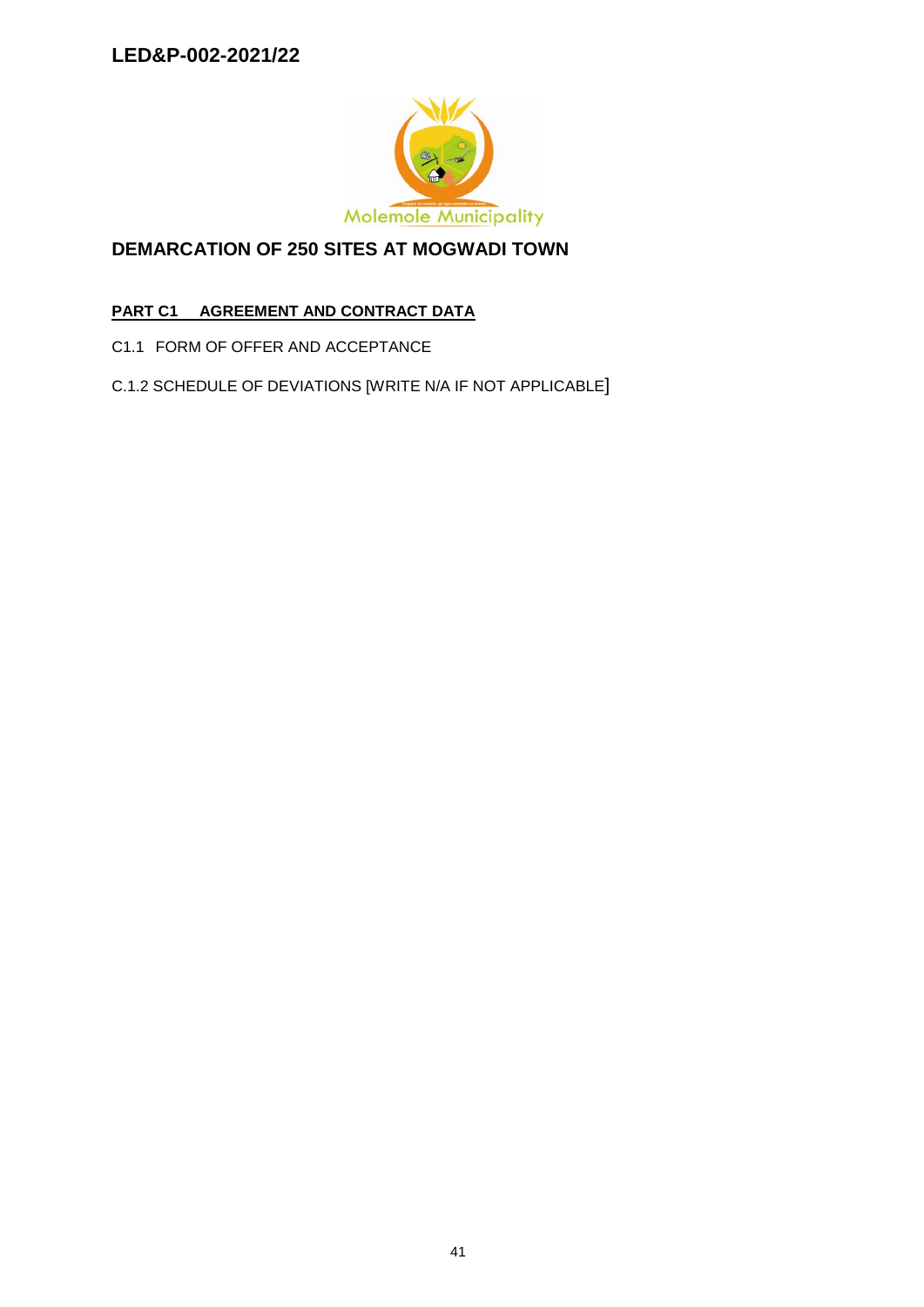DEMARCATION OF 250 SITES AT MOGWADI TOWN

**PART C1 AGREEMENT AND CONTRACT DATA**

C1.1 FORM OF OFFER AND ACCEPTANCE

C.1.2 SCHEDULE OF DEVIATIONS [WRITE N/A IF NOT APPLICABLE]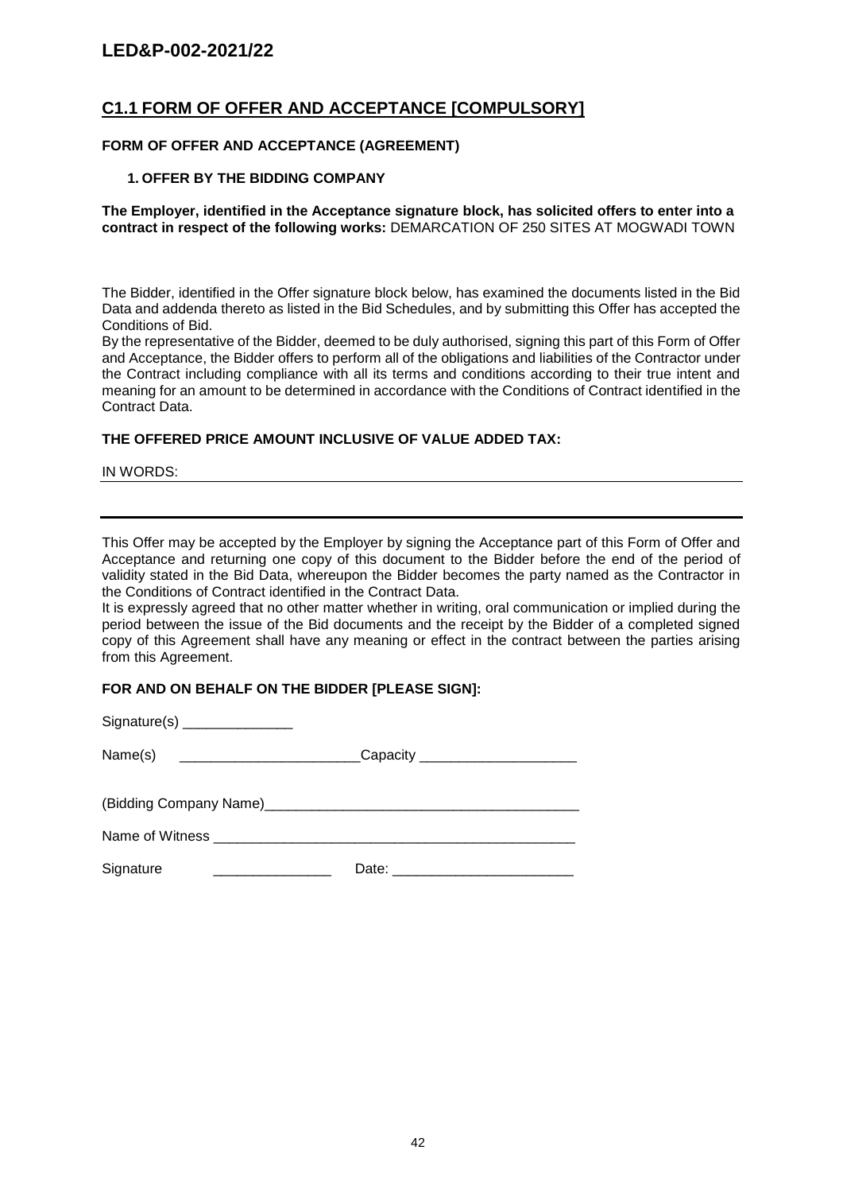# C1.1 FORM OF OFFER AND ACCEPTANCE [COMPULSORY]

**FORM OF OFFER AND ACCEPTANCE (AGREEMENT)**

**1. OFFER BY THE BIDDING COMPANY**

**The Employer, identified in the Acceptance signature block, has solicited offers to enter into a contract in respect of the following works:** DEMARCATION OF 250 SITES AT MOGWADI TOWN

The Bidder, identified in the Offer signature block below, has examined the documents listed in the Bid Data and addenda thereto as listed in the Bid Schedules, and by submitting this Offer has accepted the Conditions of Bid.

By the representative of the Bidder, deemed to be duly authorised, signing this part of this Form of Offer and Acceptance, the Bidder offers to perform all of the obligations and liabilities of the Contractor under the Contract including compliance with all its terms and conditions according to their true intent and meaning for an amount to be determined in accordance with the Conditions of Contract identified in the Contract Data.

**THE OFFERED PRICE AMOUNT INCLUSIVE OF VALUE ADDED TAX:**

IN WORDS: ______________________________________________________________

______________________________________________________________

This Offer may be accepted by the Employer by signing the Acceptance part of this Form of Offer and Acceptance and returning one copy of this document to the Bidder before the end of the period of validity stated in the Bid Data, whereupon the Bidder becomes the party named as the Contractor in the Conditions of Contract identified in the Contract Data.

It is expressly agreed that no other matter whether in writing, oral communication or implied during the period between the issue of the Bid documents and the receipt by the Bidder of a completed signed copy of this Agreement shall have any meaning or effect in the contract between the parties arising from this Agreement.

**FOR AND ON BEHALF ON THE BIDDER [PLEASE SIGN]:**

Signature(s) ______________

Name(s) _______________________Capacity ____________________

(Bidding Company Name)________________________________________

Name of Witness _______________________________________________

Signature _______________ Date: _______________________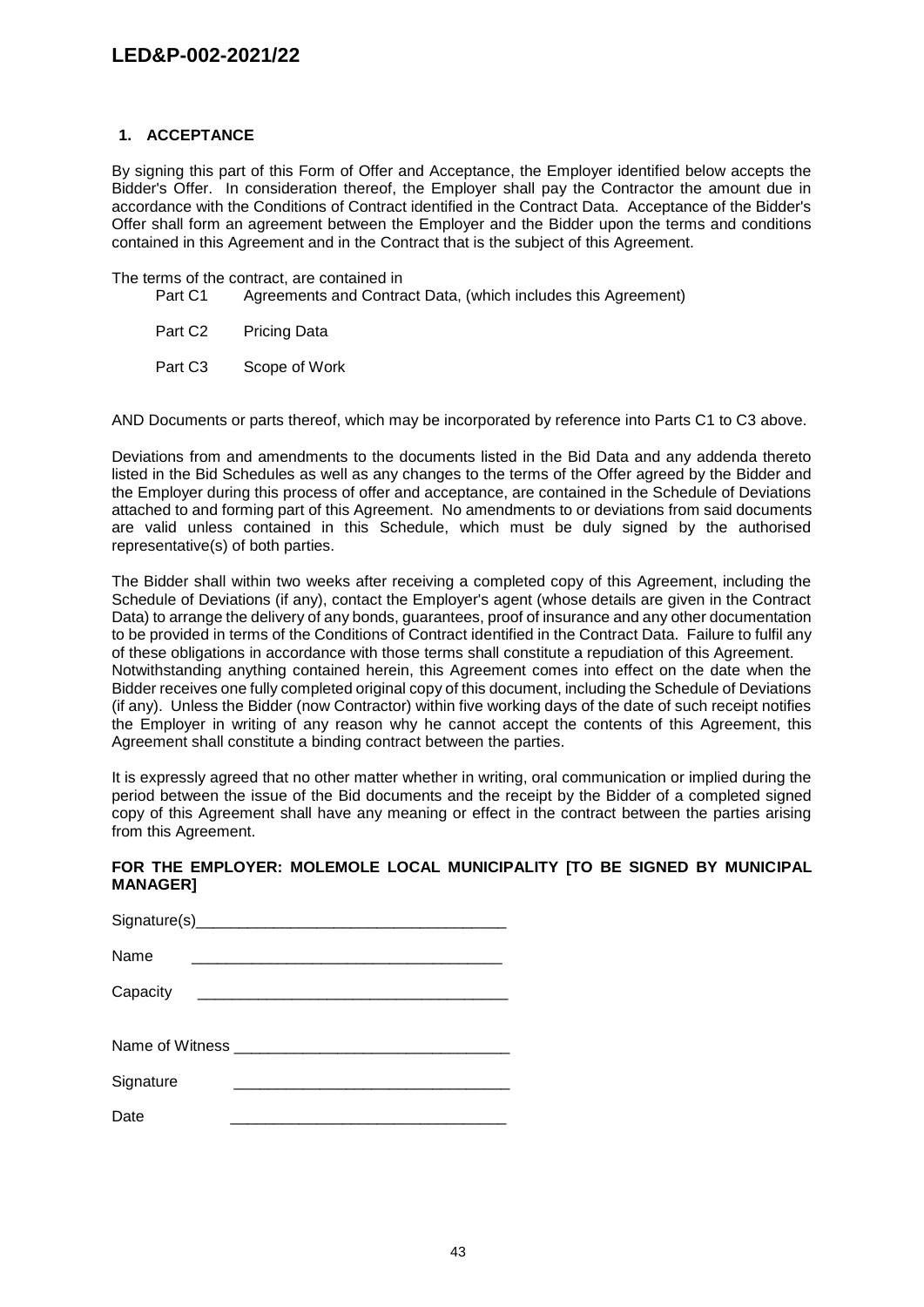## 1. ACCEPTANCE

By signing this part of this Form of Offer and Acceptance, the Employer identified below accepts the Bidder's Offer. In consideration thereof, the Employer shall pay the Contractor the amount due in accordance with the Conditions of Contract identified in the Contract Data. Acceptance of the Bidder's Offer shall form an agreement between the Employer and the Bidder upon the terms and conditions contained in this Agreement and in the Contract that is the subject of this Agreement.

The terms of the contract, are contained in

- Part C1 Agreements and Contract Data, (which includes this Agreement)
- Part C2 Pricing Data
- Part C3 Scope of Work

AND Documents or parts thereof, which may be incorporated by reference into Parts C1 to C3 above.

Deviations from and amendments to the documents listed in the Bid Data and any addenda thereto listed in the Bid Schedules as well as any changes to the terms of the Offer agreed by the Bidder and the Employer during this process of offer and acceptance, are contained in the Schedule of Deviations attached to and forming part of this Agreement. No amendments to or deviations from said documents are valid unless contained in this Schedule, which must be duly signed by the authorised representative(s) of both parties.

The Bidder shall within two weeks after receiving a completed copy of this Agreement, including the Schedule of Deviations (if any), contact the Employer's agent (whose details are given in the Contract Data) to arrange the delivery of any bonds, guarantees, proof of insurance and any other documentation to be provided in terms of the Conditions of Contract identified in the Contract Data. Failure to fulfil any of these obligations in accordance with those terms shall constitute a repudiation of this Agreement.
Notwithstanding anything contained herein, this Agreement comes into effect on the date when the Bidder receives one fully completed original copy of this document, including the Schedule of Deviations (if any). Unless the Bidder (now Contractor) within five working days of the date of such receipt notifies the Employer in writing of any reason why he cannot accept the contents of this Agreement, this Agreement shall constitute a binding contract between the parties.

It is expressly agreed that no other matter whether in writing, oral communication or implied during the period between the issue of the Bid documents and the receipt by the Bidder of a completed signed copy of this Agreement shall have any meaning or effect in the contract between the parties arising from this Agreement.

**FOR THE EMPLOYER: MOLEMOLE LOCAL MUNICIPALITY [TO BE SIGNED BY MUNICIPAL MANAGER]**

Signature(s)____________________________________

Name ____________________________________

Capacity ____________________________________

Name of Witness ________________________________

Signature ________________________________

Date ________________________________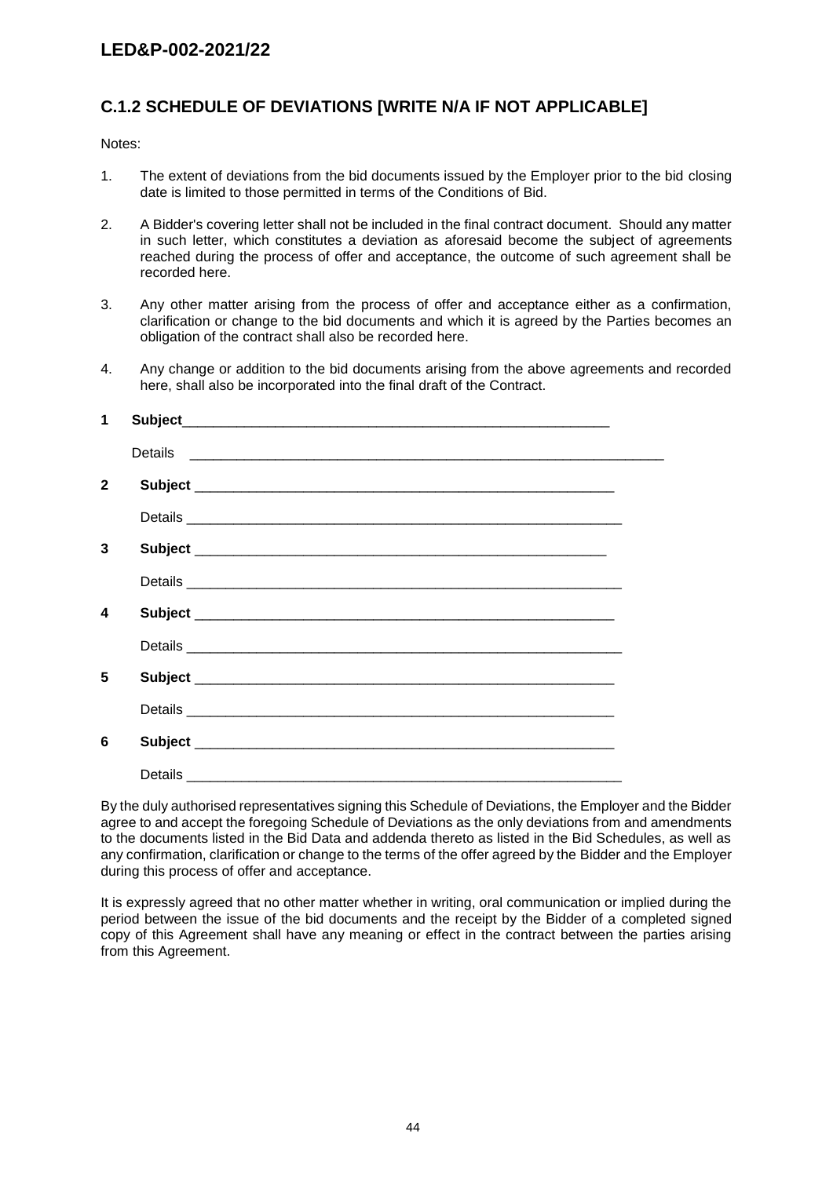## C.1.2 SCHEDULE OF DEVIATIONS [WRITE N/A IF NOT APPLICABLE]

Notes:

1. The extent of deviations from the bid documents issued by the Employer prior to the bid closing date is limited to those permitted in terms of the Conditions of Bid.

2. A Bidder's covering letter shall not be included in the final contract document. Should any matter in such letter, which constitutes a deviation as aforesaid become the subject of agreements reached during the process of offer and acceptance, the outcome of such agreement shall be recorded here.

3. Any other matter arising from the process of offer and acceptance either as a confirmation, clarification or change to the bid documents and which it is agreed by the Parties becomes an obligation of the contract shall also be recorded here.

4. Any change or addition to the bid documents arising from the above agreements and recorded here, shall also be incorporated into the final draft of the Contract.

**1 Subject**\_\_\_\_\_\_\_\_\_\_\_\_\_\_\_\_\_\_\_\_\_\_\_\_\_\_\_\_\_\_\_\_\_\_\_\_\_\_\_\_\_\_\_\_\_\_\_\_\_\_\_\_\_\_

Details \_\_\_\_\_\_\_\_\_\_\_\_\_\_\_\_\_\_\_\_\_\_\_\_\_\_\_\_\_\_\_\_\_\_\_\_\_\_\_\_\_\_\_\_\_\_\_\_\_\_\_\_\_\_\_\_\_\_\_\_\_\_

**2 Subject** \_\_\_\_\_\_\_\_\_\_\_\_\_\_\_\_\_\_\_\_\_\_\_\_\_\_\_\_\_\_\_\_\_\_\_\_\_\_\_\_\_\_\_\_\_\_\_\_\_\_\_\_\_\_

Details \_\_\_\_\_\_\_\_\_\_\_\_\_\_\_\_\_\_\_\_\_\_\_\_\_\_\_\_\_\_\_\_\_\_\_\_\_\_\_\_\_\_\_\_\_\_\_\_\_\_\_\_\_\_\_\_\_\_

**3 Subject** \_\_\_\_\_\_\_\_\_\_\_\_\_\_\_\_\_\_\_\_\_\_\_\_\_\_\_\_\_\_\_\_\_\_\_\_\_\_\_\_\_\_\_\_\_\_\_\_\_\_\_\_\_

Details \_\_\_\_\_\_\_\_\_\_\_\_\_\_\_\_\_\_\_\_\_\_\_\_\_\_\_\_\_\_\_\_\_\_\_\_\_\_\_\_\_\_\_\_\_\_\_\_\_\_\_\_\_\_\_\_\_\_

**4 Subject** \_\_\_\_\_\_\_\_\_\_\_\_\_\_\_\_\_\_\_\_\_\_\_\_\_\_\_\_\_\_\_\_\_\_\_\_\_\_\_\_\_\_\_\_\_\_\_\_\_\_\_\_\_\_

Details \_\_\_\_\_\_\_\_\_\_\_\_\_\_\_\_\_\_\_\_\_\_\_\_\_\_\_\_\_\_\_\_\_\_\_\_\_\_\_\_\_\_\_\_\_\_\_\_\_\_\_\_\_\_\_\_\_\_

**5 Subject** \_\_\_\_\_\_\_\_\_\_\_\_\_\_\_\_\_\_\_\_\_\_\_\_\_\_\_\_\_\_\_\_\_\_\_\_\_\_\_\_\_\_\_\_\_\_\_\_\_\_\_\_\_\_

Details \_\_\_\_\_\_\_\_\_\_\_\_\_\_\_\_\_\_\_\_\_\_\_\_\_\_\_\_\_\_\_\_\_\_\_\_\_\_\_\_\_\_\_\_\_\_\_\_\_\_\_\_\_\_\_\_\_

**6 Subject** \_\_\_\_\_\_\_\_\_\_\_\_\_\_\_\_\_\_\_\_\_\_\_\_\_\_\_\_\_\_\_\_\_\_\_\_\_\_\_\_\_\_\_\_\_\_\_\_\_\_\_\_\_\_

Details \_\_\_\_\_\_\_\_\_\_\_\_\_\_\_\_\_\_\_\_\_\_\_\_\_\_\_\_\_\_\_\_\_\_\_\_\_\_\_\_\_\_\_\_\_\_\_\_\_\_\_\_\_\_\_\_\_\_

By the duly authorised representatives signing this Schedule of Deviations, the Employer and the Bidder agree to and accept the foregoing Schedule of Deviations as the only deviations from and amendments to the documents listed in the Bid Data and addenda thereto as listed in the Bid Schedules, as well as any confirmation, clarification or change to the terms of the offer agreed by the Bidder and the Employer during this process of offer and acceptance.

It is expressly agreed that no other matter whether in writing, oral communication or implied during the period between the issue of the bid documents and the receipt by the Bidder of a completed signed copy of this Agreement shall have any meaning or effect in the contract between the parties arising from this Agreement.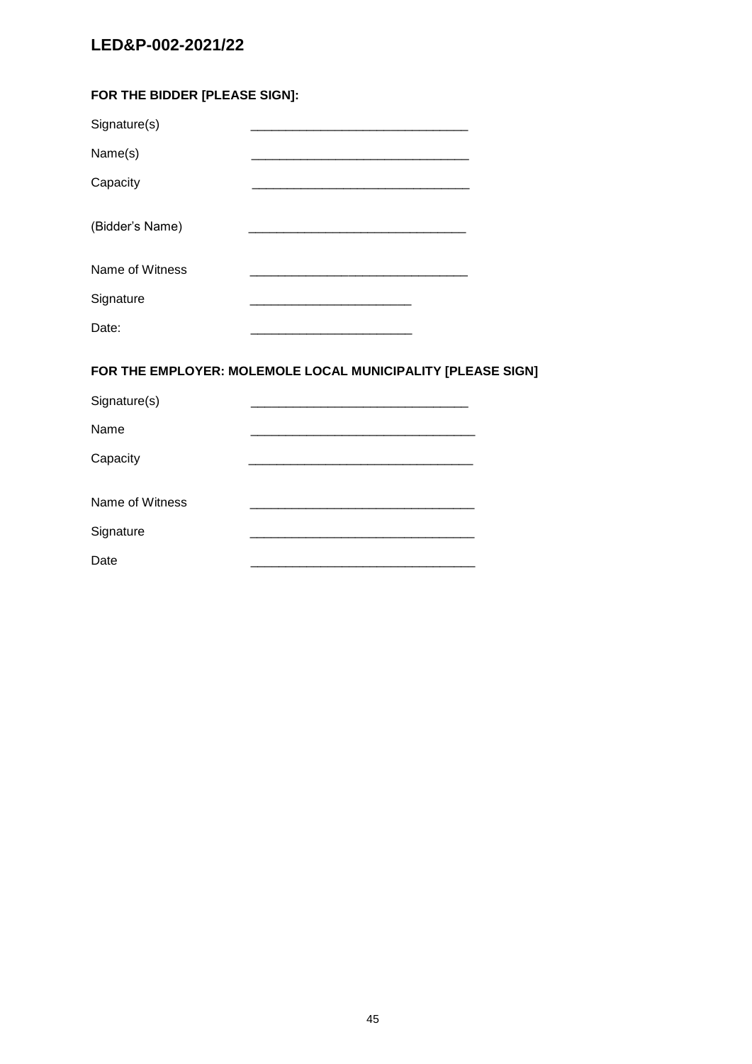**FOR THE BIDDER [PLEASE SIGN]:**

Signature(s) _______________________________

Name(s) _______________________________

Capacity _______________________________

(Bidder's Name) _______________________________

Name of Witness _______________________________

Signature _______________________

Date: _______________________

**FOR THE EMPLOYER: MOLEMOLE LOCAL MUNICIPALITY [PLEASE SIGN]**

Signature(s) _______________________________

Name _______________________________

Capacity _______________________________

Name of Witness _______________________________

Signature _______________________________

Date _______________________________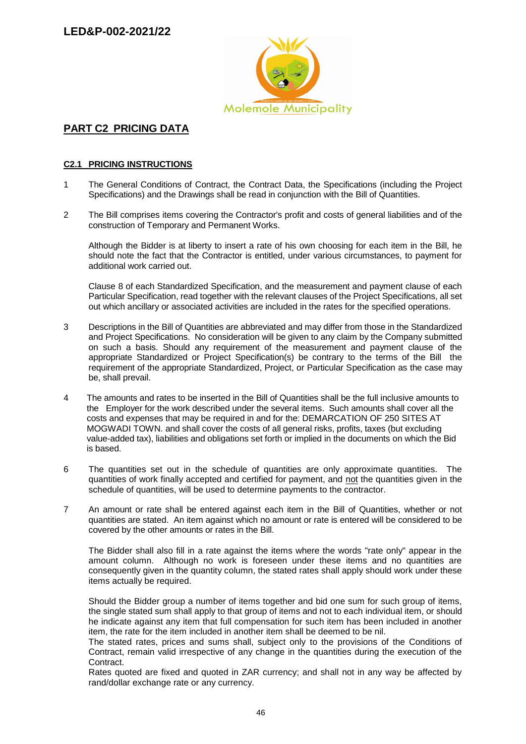## PART C2 PRICING DATA

### C2.1 PRICING INSTRUCTIONS

1. The General Conditions of Contract, the Contract Data, the Specifications (including the Project Specifications) and the Drawings shall be read in conjunction with the Bill of Quantities.

2. The Bill comprises items covering the Contractor's profit and costs of general liabilities and of the construction of Temporary and Permanent Works.

   Although the Bidder is at liberty to insert a rate of his own choosing for each item in the Bill, he should note the fact that the Contractor is entitled, under various circumstances, to payment for additional work carried out.

   Clause 8 of each Standardized Specification, and the measurement and payment clause of each Particular Specification, read together with the relevant clauses of the Project Specifications, all set out which ancillary or associated activities are included in the rates for the specified operations.

3. Descriptions in the Bill of Quantities are abbreviated and may differ from those in the Standardized and Project Specifications. No consideration will be given to any claim by the Company submitted on such a basis. Should any requirement of the measurement and payment clause of the appropriate Standardized or Project Specification(s) be contrary to the terms of the Bill the requirement of the appropriate Standardized, Project, or Particular Specification as the case may be, shall prevail.

4. The amounts and rates to be inserted in the Bill of Quantities shall be the full inclusive amounts to the Employer for the work described under the several items. Such amounts shall cover all the costs and expenses that may be required in and for the: DEMARCATION OF 250 SITES AT MOGWADI TOWN. and shall cover the costs of all general risks, profits, taxes (but excluding value-added tax), liabilities and obligations set forth or implied in the documents on which the Bid is based.

6. The quantities set out in the schedule of quantities are only approximate quantities. The quantities of work finally accepted and certified for payment, and <u>not</u> the quantities given in the schedule of quantities, will be used to determine payments to the contractor.

7. An amount or rate shall be entered against each item in the Bill of Quantities, whether or not quantities are stated. An item against which no amount or rate is entered will be considered to be covered by the other amounts or rates in the Bill.

   The Bidder shall also fill in a rate against the items where the words "rate only" appear in the amount column. Although no work is foreseen under these items and no quantities are consequently given in the quantity column, the stated rates shall apply should work under these items actually be required.

   Should the Bidder group a number of items together and bid one sum for such group of items, the single stated sum shall apply to that group of items and not to each individual item, or should he indicate against any item that full compensation for such item has been included in another item, the rate for the item included in another item shall be deemed to be nil.
   The stated rates, prices and sums shall, subject only to the provisions of the Conditions of Contract, remain valid irrespective of any change in the quantities during the execution of the Contract.
   Rates quoted are fixed and quoted in ZAR currency; and shall not in any way be affected by rand/dollar exchange rate or any currency.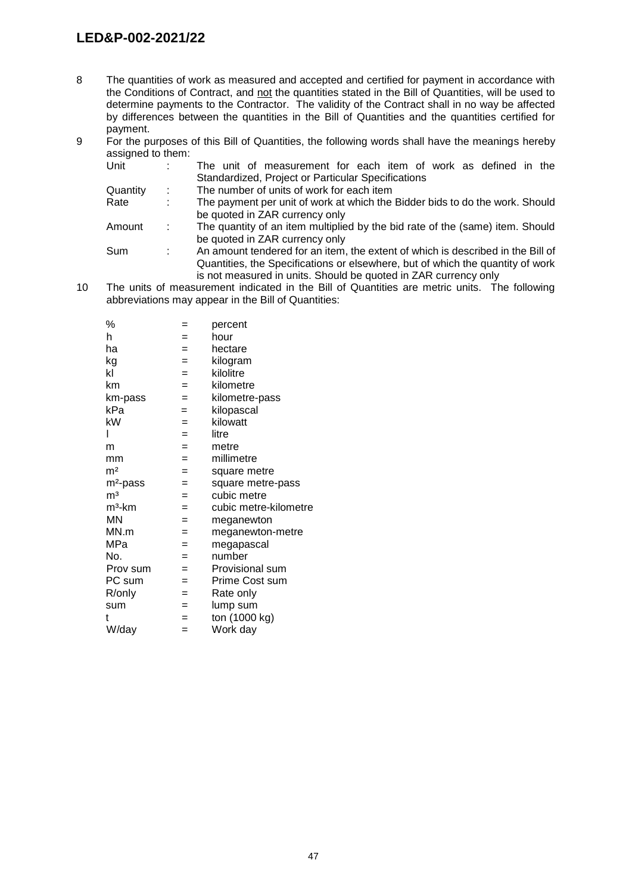8. The quantities of work as measured and accepted and certified for payment in accordance with the Conditions of Contract, and not the quantities stated in the Bill of Quantities, will be used to determine payments to the Contractor. The validity of the Contract shall in no way be affected by differences between the quantities in the Bill of Quantities and the quantities certified for payment.
9. For the purposes of this Bill of Quantities, the following words shall have the meanings hereby assigned to them:

| | | |
|---|---|---|
| Unit | : | The unit of measurement for each item of work as defined in the Standardized, Project or Particular Specifications |
| Quantity | : | The number of units of work for each item |
| Rate | : | The payment per unit of work at which the Bidder bids to do the work. Should be quoted in ZAR currency only |
| Amount | : | The quantity of an item multiplied by the bid rate of the (same) item. Should be quoted in ZAR currency only |
| Sum | : | An amount tendered for an item, the extent of which is described in the Bill of Quantities, the Specifications or elsewhere, but of which the quantity of work is not measured in units. Should be quoted in ZAR currency only |

10. The units of measurement indicated in the Bill of Quantities are metric units. The following abbreviations may appear in the Bill of Quantities:

| | | |
|---|---|---|
| % | = | percent |
| h | = | hour |
| ha | = | hectare |
| kg | = | kilogram |
| kl | = | kilolitre |
| km | = | kilometre |
| km-pass | = | kilometre-pass |
| kPa | = | kilopascal |
| kW | = | kilowatt |
| l | = | litre |
| m | = | metre |
| mm | = | millimetre |
| $m^2$ | = | square metre |
| $m^2$-pass | = | square metre-pass |
| $m^3$ | = | cubic metre |
| $m^3$-km | = | cubic metre-kilometre |
| MN | = | meganewton |
| MN.m | = | meganewton-metre |
| MPa | = | megapascal |
| No. | = | number |
| Prov sum | = | Provisional sum |
| PC sum | = | Prime Cost sum |
| R/only | = | Rate only |
| sum | = | lump sum |
| t | = | ton (1000 kg) |
| W/day | = | Work day |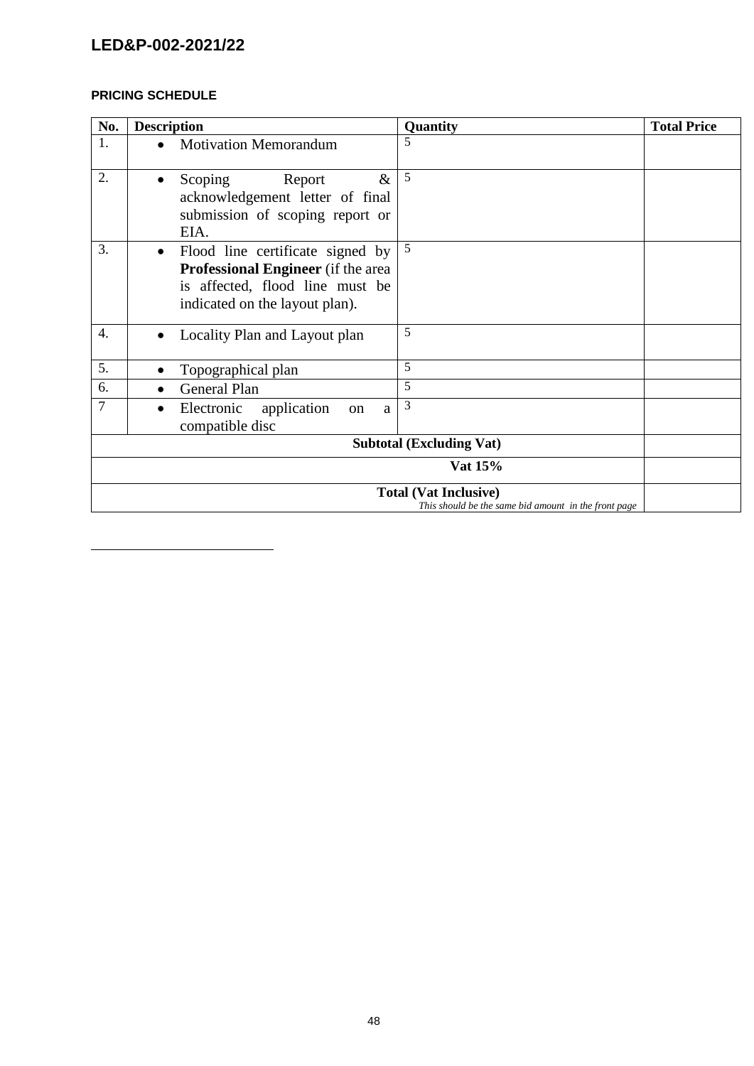**LED&P-002-2021/22**

**PRICING SCHEDULE**

| No. | Description | Quantity | Total Price |
|---|---|---|---|
| 1. | • Motivation Memorandum | 5 | |
| 2. | • Scoping Report & acknowledgement letter of final submission of scoping report or EIA. | 5 | |
| 3. | • Flood line certificate signed by **Professional Engineer** (if the area is affected, flood line must be indicated on the layout plan). | 5 | |
| 4. | • Locality Plan and Layout plan | 5 | |
| 5. | • Topographical plan | 5 | |
| 6. | • General Plan | 5 | |
| 7 | • Electronic application on a compatible disc | 3 | |
| | | **Subtotal (Excluding Vat)** | |
| | | **Vat 15%** | |
| | | **Total (Vat Inclusive)** *This should be the same bid amount in the front page* | |

________________________